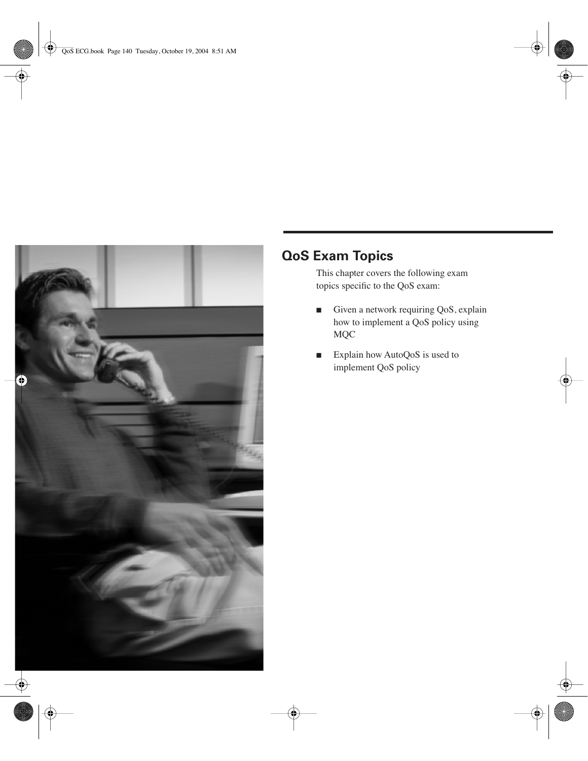## QoS Exam Topics

This chapter covers the following exam topics specific to the QoS exam:

- Given a network requiring QoS, explain how to implement a QoS policy using MQC
- Explain how AutoQoS is used to implement QoS policy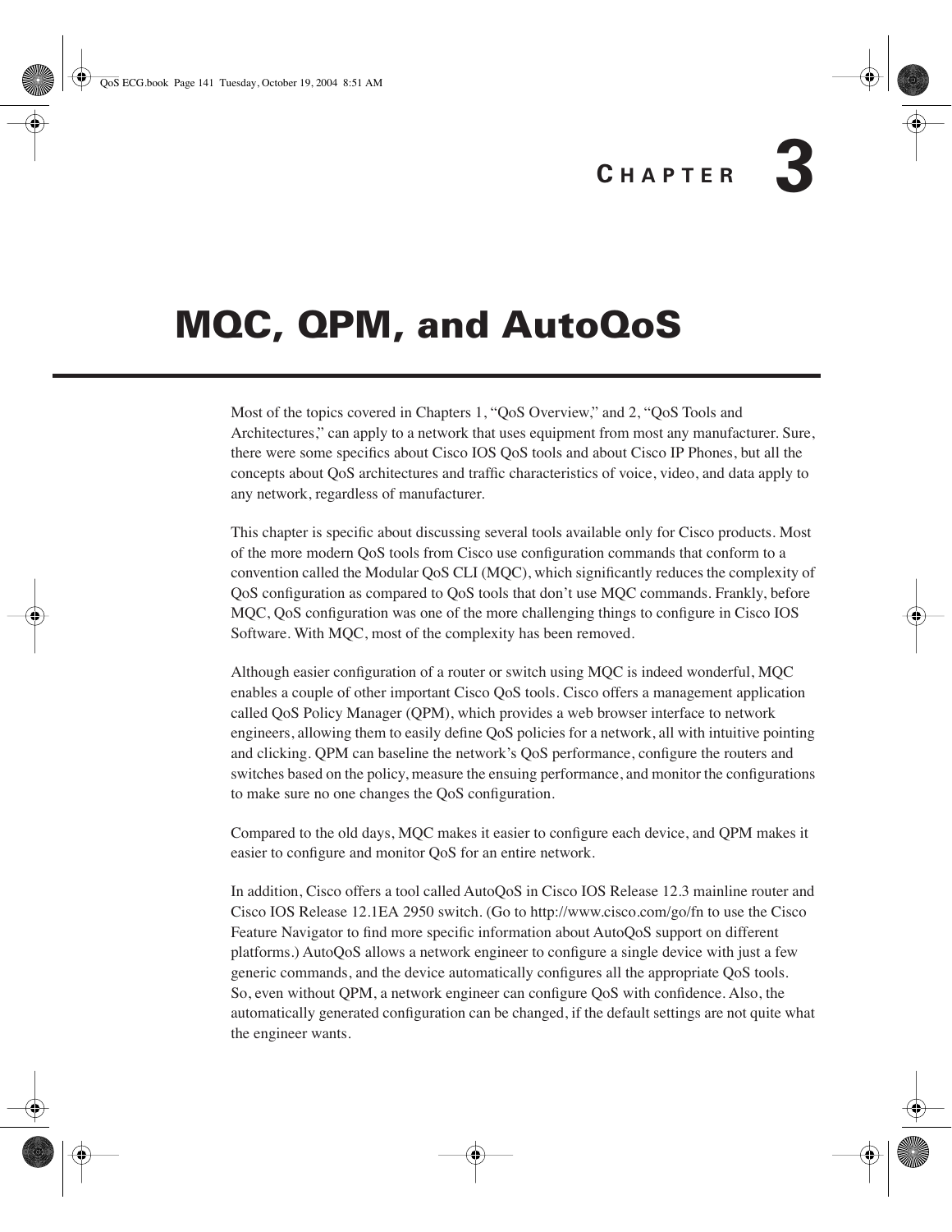# CHAPTER 3

# MQC, QPM, and AutoQoS

Most of the topics covered in Chapters 1, "QoS Overview," and 2, "QoS Tools and Architectures," can apply to a network that uses equipment from most any manufacturer. Sure, there were some specifics about Cisco IOS QoS tools and about Cisco IP Phones, but all the concepts about QoS architectures and traffic characteristics of voice, video, and data apply to any network, regardless of manufacturer.

This chapter is specific about discussing several tools available only for Cisco products. Most of the more modern QoS tools from Cisco use configuration commands that conform to a convention called the Modular QoS CLI (MQC), which significantly reduces the complexity of QoS configuration as compared to QoS tools that don't use MQC commands. Frankly, before MQC, QoS configuration was one of the more challenging things to configure in Cisco IOS Software. With MQC, most of the complexity has been removed.

Although easier configuration of a router or switch using MQC is indeed wonderful, MQC enables a couple of other important Cisco QoS tools. Cisco offers a management application called QoS Policy Manager (QPM), which provides a web browser interface to network engineers, allowing them to easily define QoS policies for a network, all with intuitive pointing and clicking. QPM can baseline the network's QoS performance, configure the routers and switches based on the policy, measure the ensuing performance, and monitor the configurations to make sure no one changes the QoS configuration.

Compared to the old days, MQC makes it easier to configure each device, and QPM makes it easier to configure and monitor QoS for an entire network.

In addition, Cisco offers a tool called AutoQoS in Cisco IOS Release 12.3 mainline router and Cisco IOS Release 12.1EA 2950 switch. (Go to http://www.cisco.com/go/fn to use the Cisco Feature Navigator to find more specific information about AutoQoS support on different platforms.) AutoQoS allows a network engineer to configure a single device with just a few generic commands, and the device automatically configures all the appropriate QoS tools. So, even without QPM, a network engineer can configure QoS with confidence. Also, the automatically generated configuration can be changed, if the default settings are not quite what the engineer wants.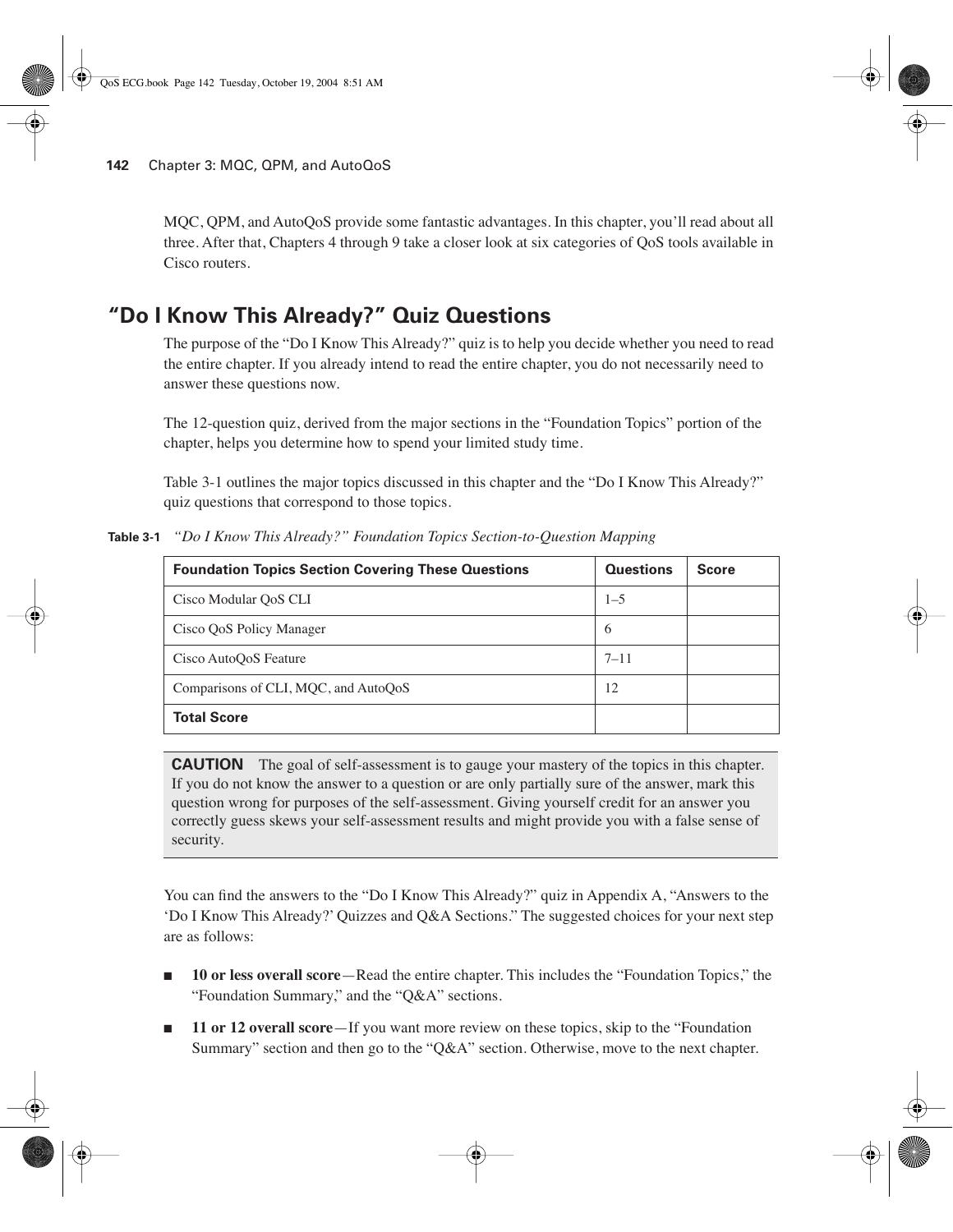MQC, QPM, and AutoQoS provide some fantastic advantages. In this chapter, you'll read about all three. After that, Chapters 4 through 9 take a closer look at six categories of QoS tools available in Cisco routers.

## "Do I Know This Already?" Quiz Questions

The purpose of the "Do I Know This Already?" quiz is to help you decide whether you need to read the entire chapter. If you already intend to read the entire chapter, you do not necessarily need to answer these questions now.

The 12-question quiz, derived from the major sections in the "Foundation Topics" portion of the chapter, helps you determine how to spend your limited study time.

Table 3-1 outlines the major topics discussed in this chapter and the "Do I Know This Already?" quiz questions that correspond to those topics.

**Table 3-1** *"Do I Know This Already?" Foundation Topics Section-to-Question Mapping*

| Foundation Topics Section Covering These Questions | Questions | Score |
|---|---|---|
| Cisco Modular QoS CLI | 1–5 | |
| Cisco QoS Policy Manager | 6 | |
| Cisco AutoQoS Feature | 7–11 | |
| Comparisons of CLI, MQC, and AutoQoS | 12 | |
| **Total Score** | | |

**CAUTION** The goal of self-assessment is to gauge your mastery of the topics in this chapter. If you do not know the answer to a question or are only partially sure of the answer, mark this question wrong for purposes of the self-assessment. Giving yourself credit for an answer you correctly guess skews your self-assessment results and might provide you with a false sense of security.

You can find the answers to the "Do I Know This Already?" quiz in Appendix A, "Answers to the 'Do I Know This Already?' Quizzes and Q&A Sections." The suggested choices for your next step are as follows:

- **10 or less overall score**—Read the entire chapter. This includes the "Foundation Topics," the "Foundation Summary," and the "Q&A" sections.
- **11 or 12 overall score**—If you want more review on these topics, skip to the "Foundation Summary" section and then go to the "Q&A" section. Otherwise, move to the next chapter.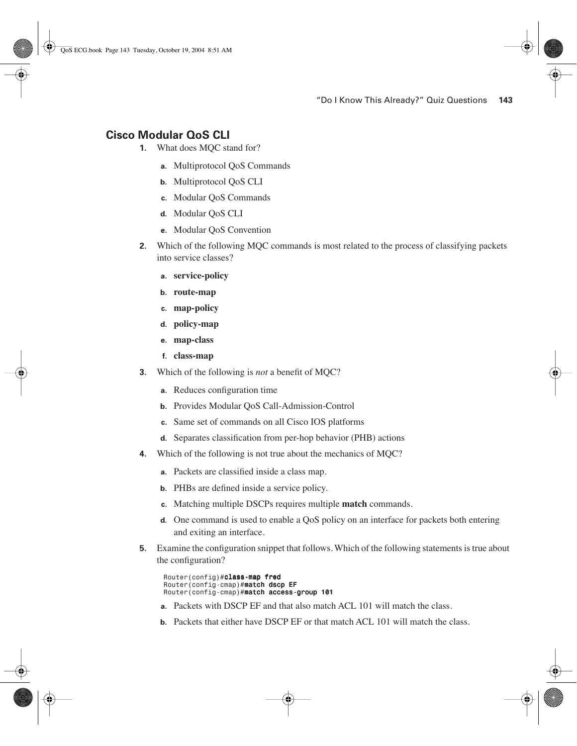## Cisco Modular QoS CLI

1. What does MQC stand for?

   a. Multiprotocol QoS Commands

   b. Multiprotocol QoS CLI

   c. Modular QoS Commands

   d. Modular QoS CLI

   e. Modular QoS Convention

2. Which of the following MQC commands is most related to the process of classifying packets into service classes?

   a. **service-policy**

   b. **route-map**

   c. **map-policy**

   d. **policy-map**

   e. **map-class**

   f. **class-map**

3. Which of the following is *not* a benefit of MQC?

   a. Reduces configuration time

   b. Provides Modular QoS Call-Admission-Control

   c. Same set of commands on all Cisco IOS platforms

   d. Separates classification from per-hop behavior (PHB) actions

4. Which of the following is not true about the mechanics of MQC?

   a. Packets are classified inside a class map.

   b. PHBs are defined inside a service policy.

   c. Matching multiple DSCPs requires multiple **match** commands.

   d. One command is used to enable a QoS policy on an interface for packets both entering and exiting an interface.

5. Examine the configuration snippet that follows. Which of the following statements is true about the configuration?

```
Router(config)#class-map fred
Router(config-cmap)#match dscp EF
Router(config-cmap)#match access-group 101
```

   a. Packets with DSCP EF and that also match ACL 101 will match the class.

   b. Packets that either have DSCP EF or that match ACL 101 will match the class.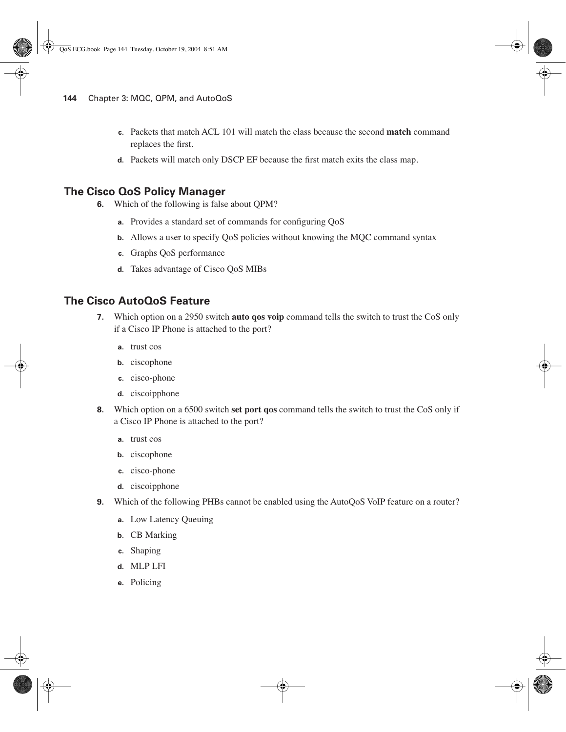c. Packets that match ACL 101 will match the class because the second **match** command replaces the first.

d. Packets will match only DSCP EF because the first match exits the class map.

## The Cisco QoS Policy Manager

6. Which of the following is false about QPM?

   a. Provides a standard set of commands for configuring QoS

   b. Allows a user to specify QoS policies without knowing the MQC command syntax

   c. Graphs QoS performance

   d. Takes advantage of Cisco QoS MIBs

## The Cisco AutoQoS Feature

7. Which option on a 2950 switch **auto qos voip** command tells the switch to trust the CoS only if a Cisco IP Phone is attached to the port?

   a. trust cos

   b. ciscophone

   c. cisco-phone

   d. ciscoipphone

8. Which option on a 6500 switch **set port qos** command tells the switch to trust the CoS only if a Cisco IP Phone is attached to the port?

   a. trust cos

   b. ciscophone

   c. cisco-phone

   d. ciscoipphone

9. Which of the following PHBs cannot be enabled using the AutoQoS VoIP feature on a router?

   a. Low Latency Queuing

   b. CB Marking

   c. Shaping

   d. MLP LFI

   e. Policing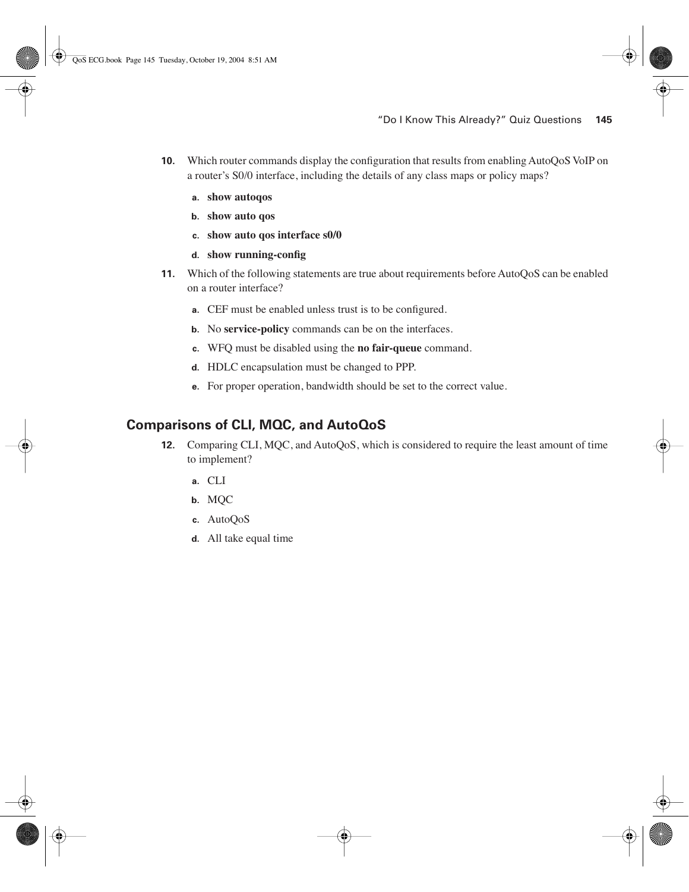10. Which router commands display the configuration that results from enabling AutoQoS VoIP on a router's S0/0 interface, including the details of any class maps or policy maps?

    a. **show autoqos**

    b. **show auto qos**

    c. **show auto qos interface s0/0**

    d. **show running-config**

11. Which of the following statements are true about requirements before AutoQoS can be enabled on a router interface?

    a. CEF must be enabled unless trust is to be configured.

    b. No **service-policy** commands can be on the interfaces.

    c. WFQ must be disabled using the **no fair-queue** command.

    d. HDLC encapsulation must be changed to PPP.

    e. For proper operation, bandwidth should be set to the correct value.

## Comparisons of CLI, MQC, and AutoQoS

12. Comparing CLI, MQC, and AutoQoS, which is considered to require the least amount of time to implement?

    a. CLI

    b. MQC

    c. AutoQoS

    d. All take equal time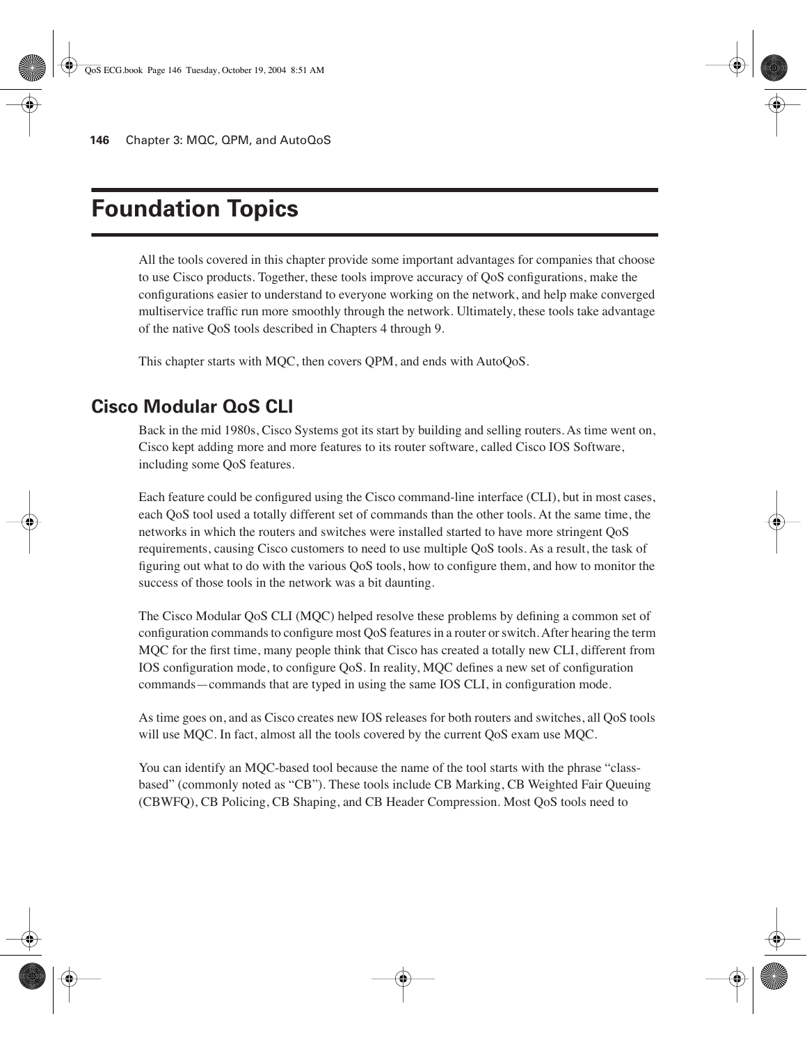# Foundation Topics

All the tools covered in this chapter provide some important advantages for companies that choose to use Cisco products. Together, these tools improve accuracy of QoS configurations, make the configurations easier to understand to everyone working on the network, and help make converged multiservice traffic run more smoothly through the network. Ultimately, these tools take advantage of the native QoS tools described in Chapters 4 through 9.

This chapter starts with MQC, then covers QPM, and ends with AutoQoS.

## Cisco Modular QoS CLI

Back in the mid 1980s, Cisco Systems got its start by building and selling routers. As time went on, Cisco kept adding more and more features to its router software, called Cisco IOS Software, including some QoS features.

Each feature could be configured using the Cisco command-line interface (CLI), but in most cases, each QoS tool used a totally different set of commands than the other tools. At the same time, the networks in which the routers and switches were installed started to have more stringent QoS requirements, causing Cisco customers to need to use multiple QoS tools. As a result, the task of figuring out what to do with the various QoS tools, how to configure them, and how to monitor the success of those tools in the network was a bit daunting.

The Cisco Modular QoS CLI (MQC) helped resolve these problems by defining a common set of configuration commands to configure most QoS features in a router or switch. After hearing the term MQC for the first time, many people think that Cisco has created a totally new CLI, different from IOS configuration mode, to configure QoS. In reality, MQC defines a new set of configuration commands—commands that are typed in using the same IOS CLI, in configuration mode.

As time goes on, and as Cisco creates new IOS releases for both routers and switches, all QoS tools will use MQC. In fact, almost all the tools covered by the current QoS exam use MQC.

You can identify an MQC-based tool because the name of the tool starts with the phrase "class-based" (commonly noted as "CB"). These tools include CB Marking, CB Weighted Fair Queuing (CBWFQ), CB Policing, CB Shaping, and CB Header Compression. Most QoS tools need to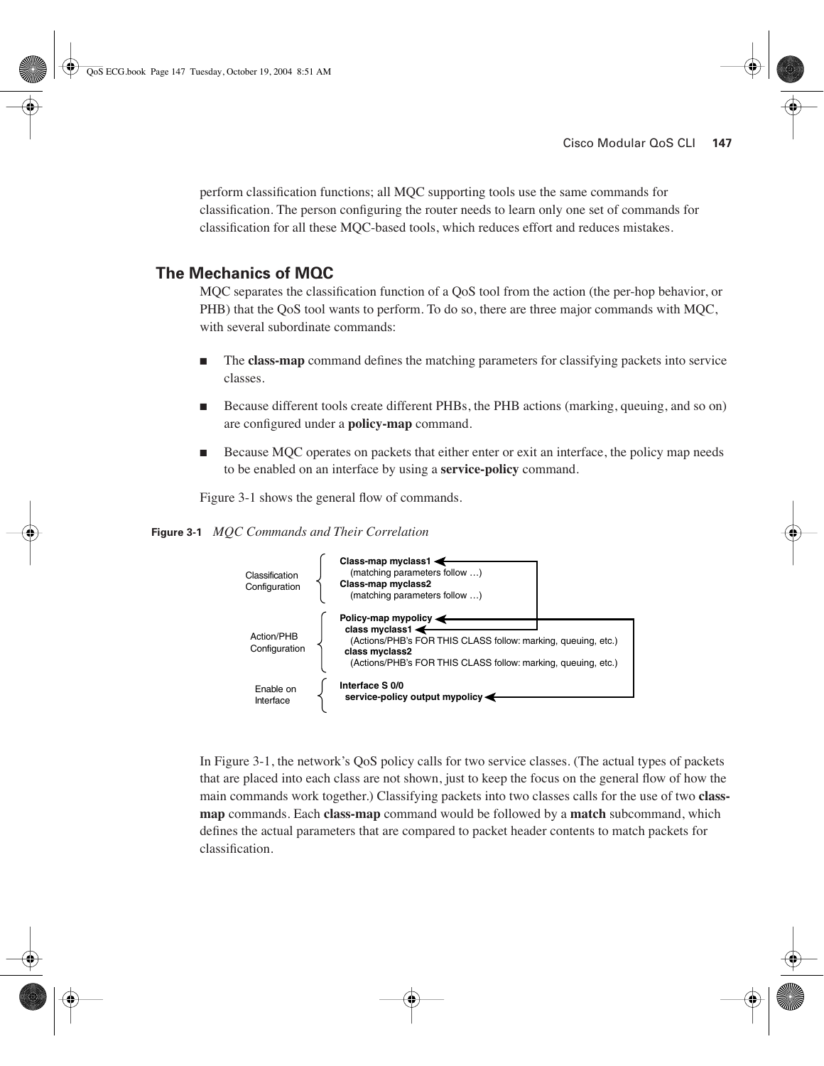perform classification functions; all MQC supporting tools use the same commands for classification. The person configuring the router needs to learn only one set of commands for classification for all these MQC-based tools, which reduces effort and reduces mistakes.

## The Mechanics of MQC

MQC separates the classification function of a QoS tool from the action (the per-hop behavior, or PHB) that the QoS tool wants to perform. To do so, there are three major commands with MQC, with several subordinate commands:

- The **class-map** command defines the matching parameters for classifying packets into service classes.
- Because different tools create different PHBs, the PHB actions (marking, queuing, and so on) are configured under a **policy-map** command.
- Because MQC operates on packets that either enter or exit an interface, the policy map needs to be enabled on an interface by using a **service-policy** command.

Figure 3-1 shows the general flow of commands.

**Figure 3-1** *MQC Commands and Their Correlation*

```
Classification      Class-map myclass1
Configuration         (matching parameters follow …)
                    Class-map myclass2
                      (matching parameters follow …)

Action/PHB          Policy-map mypolicy
Configuration         class myclass1
                        (Actions/PHB's FOR THIS CLASS follow: marking, queuing, etc.)
                      class myclass2
                        (Actions/PHB's FOR THIS CLASS follow: marking, queuing, etc.)

Enable on           Interface S 0/0
Interface             service-policy output mypolicy
```

In Figure 3-1, the network's QoS policy calls for two service classes. (The actual types of packets that are placed into each class are not shown, just to keep the focus on the general flow of how the main commands work together.) Classifying packets into two classes calls for the use of two **class-map** commands. Each **class-map** command would be followed by a **match** subcommand, which defines the actual parameters that are compared to packet header contents to match packets for classification.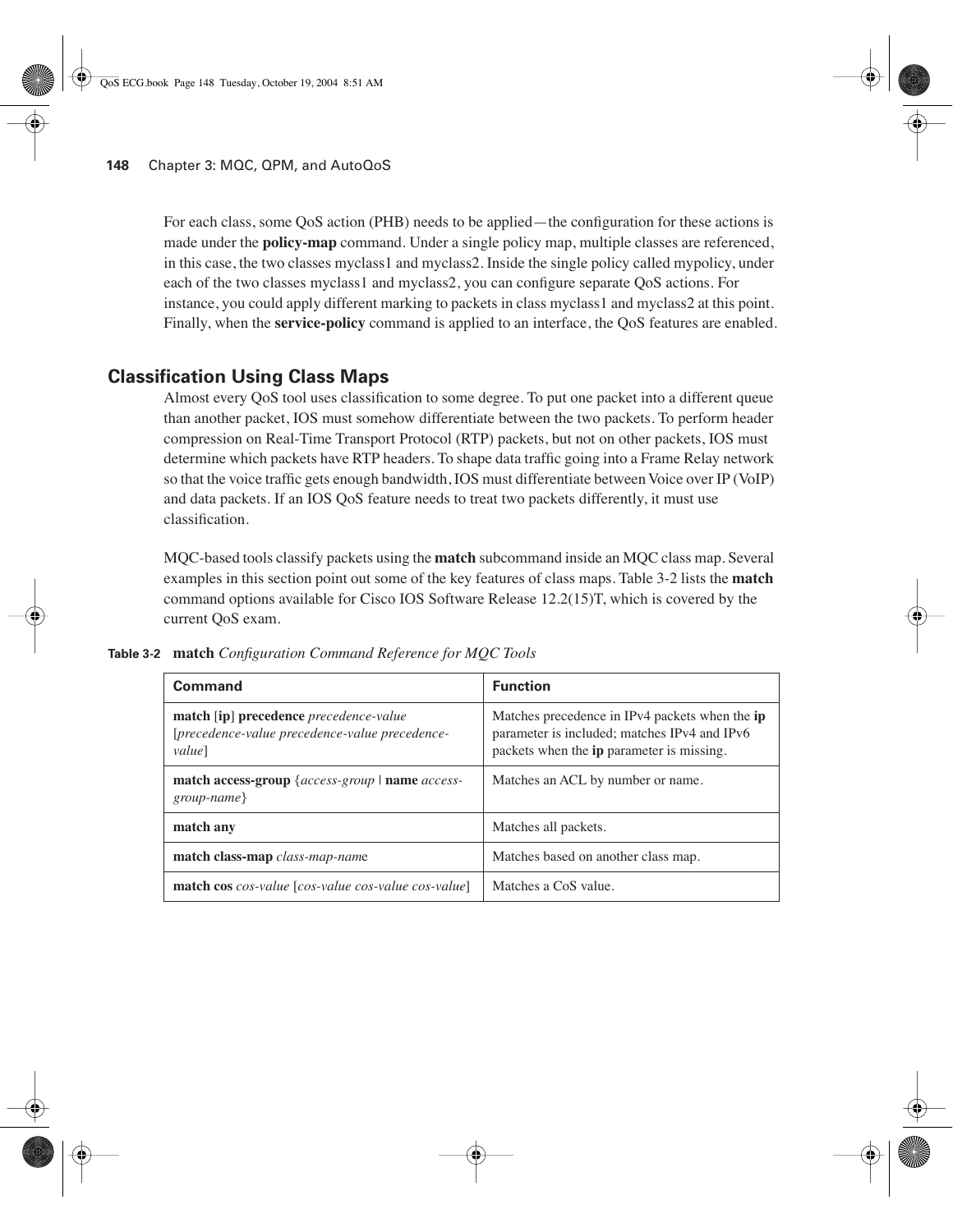For each class, some QoS action (PHB) needs to be applied—the configuration for these actions is made under the **policy-map** command. Under a single policy map, multiple classes are referenced, in this case, the two classes myclass1 and myclass2. Inside the single policy called mypolicy, under each of the two classes myclass1 and myclass2, you can configure separate QoS actions. For instance, you could apply different marking to packets in class myclass1 and myclass2 at this point. Finally, when the **service-policy** command is applied to an interface, the QoS features are enabled.

## Classification Using Class Maps

Almost every QoS tool uses classification to some degree. To put one packet into a different queue than another packet, IOS must somehow differentiate between the two packets. To perform header compression on Real-Time Transport Protocol (RTP) packets, but not on other packets, IOS must determine which packets have RTP headers. To shape data traffic going into a Frame Relay network so that the voice traffic gets enough bandwidth, IOS must differentiate between Voice over IP (VoIP) and data packets. If an IOS QoS feature needs to treat two packets differently, it must use classification.

MQC-based tools classify packets using the **match** subcommand inside an MQC class map. Several examples in this section point out some of the key features of class maps. Table 3-2 lists the **match** command options available for Cisco IOS Software Release 12.2(15)T, which is covered by the current QoS exam.

**Table 3-2** **match** *Configuration Command Reference for MQC Tools*

| Command | Function |
|---|---|
| **match** [**ip**] **precedence** *precedence-value* [*precedence-value precedence-value precedence-value*] | Matches precedence in IPv4 packets when the **ip** parameter is included; matches IPv4 and IPv6 packets when the **ip** parameter is missing. |
| **match access-group** {*access-group* \| **name** *access-group-name*} | Matches an ACL by number or name. |
| **match any** | Matches all packets. |
| **match class-map** *class-map-name* | Matches based on another class map. |
| **match cos** *cos-value* [*cos-value cos-value cos-value*] | Matches a CoS value. |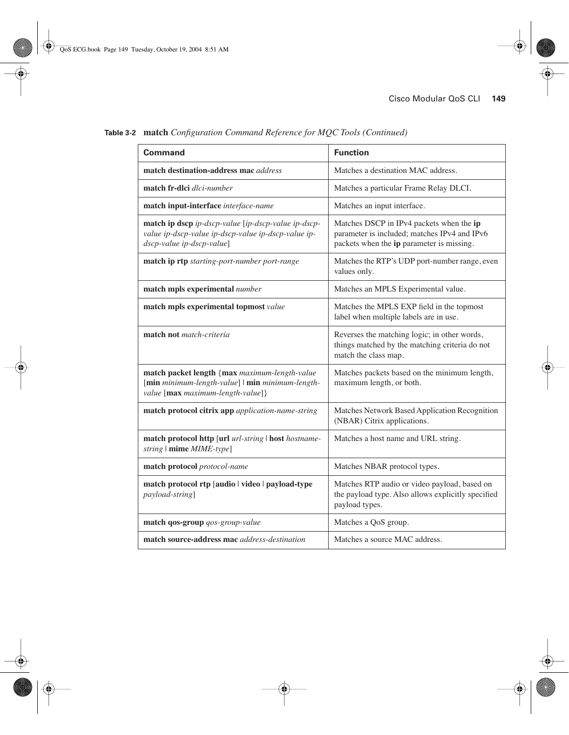**Table 3-2** **match** *Configuration Command Reference for MQC Tools (Continued)*

| Command | Function |
| --- | --- |
| **match destination-address mac** *address* | Matches a destination MAC address. |
| **match fr-dlci** *dlci-number* | Matches a particular Frame Relay DLCI. |
| **match input-interface** *interface-name* | Matches an input interface. |
| **match ip dscp** *ip-dscp-value* [*ip-dscp-value ip-dscp-value ip-dscp-value ip-dscp-value ip-dscp-value ip-dscp-value ip-dscp-value*] | Matches DSCP in IPv4 packets when the **ip** parameter is included; matches IPv4 and IPv6 packets when the **ip** parameter is missing. |
| **match ip rtp** *starting-port-number port-range* | Matches the RTP's UDP port-number range, even values only. |
| **match mpls experimental** *number* | Matches an MPLS Experimental value. |
| **match mpls experimental topmost** *value* | Matches the MPLS EXP field in the topmost label when multiple labels are in use. |
| **match not** *match-criteria* | Reverses the matching logic; in other words, things matched by the matching criteria do not match the class map. |
| **match packet length** {**max** *maximum-length-value* [**min** *minimum-length-value*] \| **min** *minimum-length-value* [**max** *maximum-length-value*]} | Matches packets based on the minimum length, maximum length, or both. |
| **match protocol citrix app** *application-name-string* | Matches Network Based Application Recognition (NBAR) Citrix applications. |
| **match protocol http** [**url** *url-string* \| **host** *hostname-string* \| **mime** *MIME-type*] | Matches a host name and URL string. |
| **match protocol** *protocol-name* | Matches NBAR protocol types. |
| **match protocol rtp** [**audio** \| **video** \| **payload-type** *payload-string*] | Matches RTP audio or video payload, based on the payload type. Also allows explicitly specified payload types. |
| **match qos-group** *qos-group-value* | Matches a QoS group. |
| **match source-address mac** *address-destination* | Matches a source MAC address. |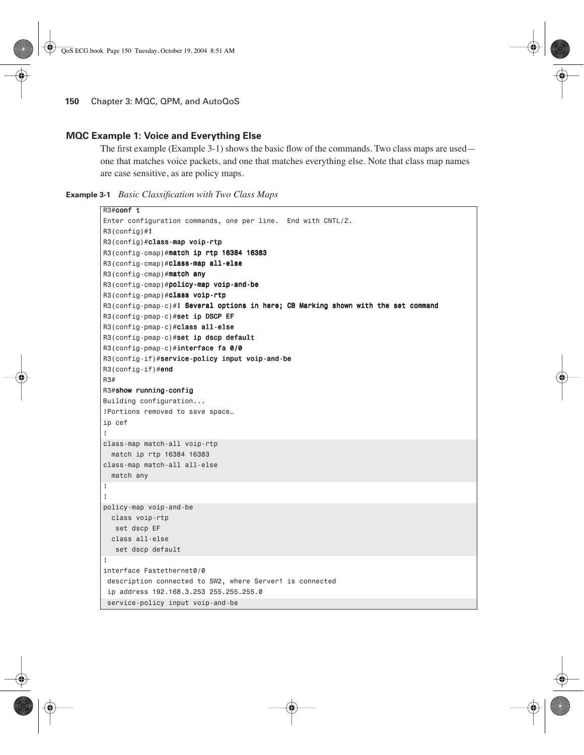## MQC Example 1: Voice and Everything Else

The first example (Example 3-1) shows the basic flow of the commands. Two class maps are used—one that matches voice packets, and one that matches everything else. Note that class map names are case sensitive, as are policy maps.

**Example 3-1** *Basic Classification with Two Class Maps*

```
R3#conf t
Enter configuration commands, one per line.  End with CNTL/Z.
R3(config)#!
R3(config)#class-map voip-rtp
R3(config-cmap)#match ip rtp 16384 16383
R3(config-cmap)#class-map all-else
R3(config-cmap)#match any
R3(config-cmap)#policy-map voip-and-be
R3(config-pmap)#class voip-rtp
R3(config-pmap-c)#! Several options in here; CB Marking shown with the set command
R3(config-pmap-c)#set ip DSCP EF
R3(config-pmap-c)#class all-else
R3(config-pmap-c)#set ip dscp default
R3(config-pmap-c)#interface fa 0/0
R3(config-if)#service-policy input voip-and-be
R3(config-if)#end
R3#
R3#show running-config
Building configuration...
!Portions removed to save space…
ip cef
!
class-map match-all voip-rtp
  match ip rtp 16384 16383
class-map match-all all-else
  match any
!
!
policy-map voip-and-be
  class voip-rtp
   set dscp EF
  class all-else
   set dscp default
!
interface Fastethernet0/0
 description connected to SW2, where Server1 is connected
 ip address 192.168.3.253 255.255.255.0
 service-policy input voip-and-be
```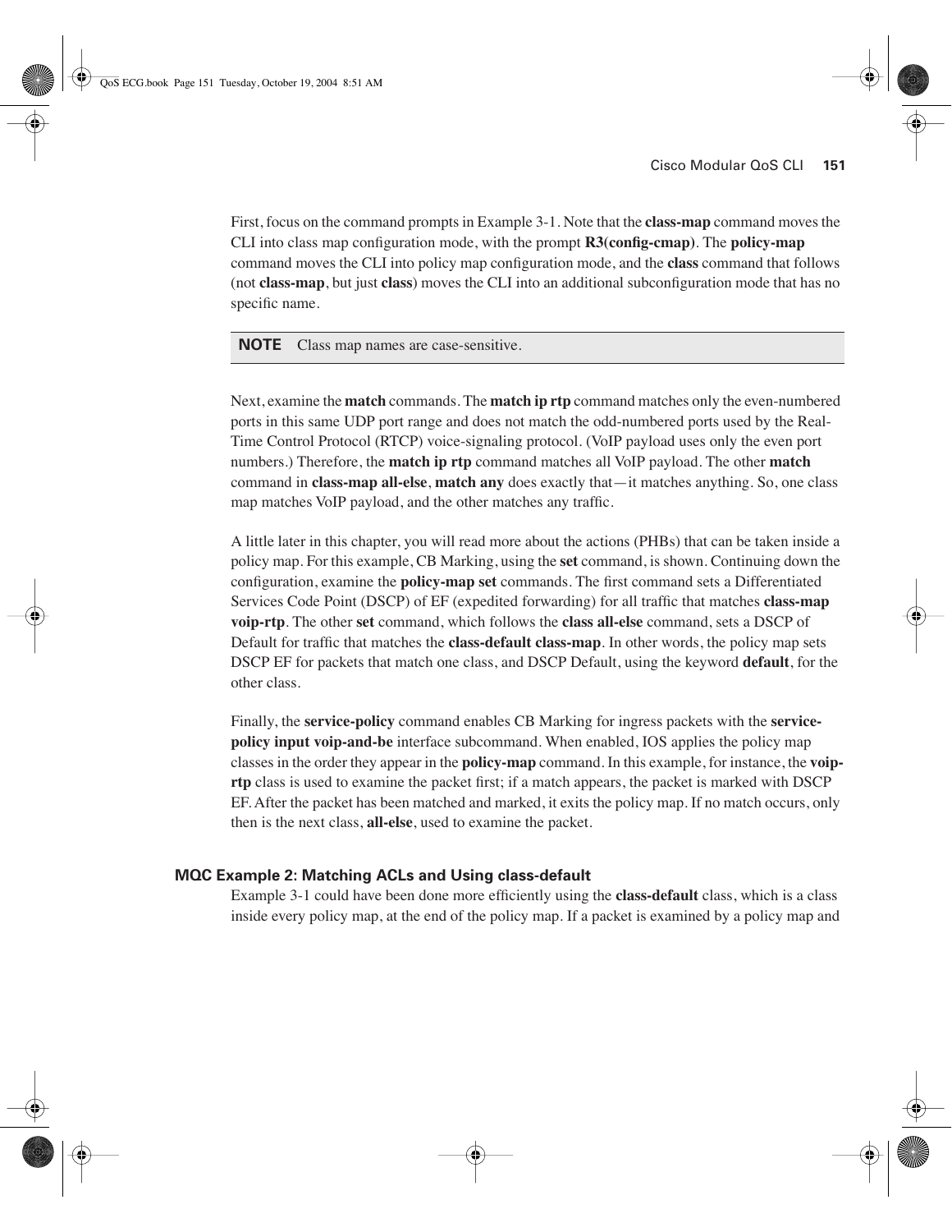First, focus on the command prompts in Example 3-1. Note that the **class-map** command moves the CLI into class map configuration mode, with the prompt **R3(config-cmap)**. The **policy-map** command moves the CLI into policy map configuration mode, and the **class** command that follows (not **class-map**, but just **class**) moves the CLI into an additional subconfiguration mode that has no specific name.

> **NOTE** Class map names are case-sensitive.

Next, examine the **match** commands. The **match ip rtp** command matches only the even-numbered ports in this same UDP port range and does not match the odd-numbered ports used by the Real-Time Control Protocol (RTCP) voice-signaling protocol. (VoIP payload uses only the even port numbers.) Therefore, the **match ip rtp** command matches all VoIP payload. The other **match** command in **class-map all-else**, **match any** does exactly that—it matches anything. So, one class map matches VoIP payload, and the other matches any traffic.

A little later in this chapter, you will read more about the actions (PHBs) that can be taken inside a policy map. For this example, CB Marking, using the **set** command, is shown. Continuing down the configuration, examine the **policy-map set** commands. The first command sets a Differentiated Services Code Point (DSCP) of EF (expedited forwarding) for all traffic that matches **class-map voip-rtp**. The other **set** command, which follows the **class all-else** command, sets a DSCP of Default for traffic that matches the **class-default class-map**. In other words, the policy map sets DSCP EF for packets that match one class, and DSCP Default, using the keyword **default**, for the other class.

Finally, the **service-policy** command enables CB Marking for ingress packets with the **service-policy input voip-and-be** interface subcommand. When enabled, IOS applies the policy map classes in the order they appear in the **policy-map** command. In this example, for instance, the **voip-rtp** class is used to examine the packet first; if a match appears, the packet is marked with DSCP EF. After the packet has been matched and marked, it exits the policy map. If no match occurs, only then is the next class, **all-else**, used to examine the packet.

### MQC Example 2: Matching ACLs and Using class-default

Example 3-1 could have been done more efficiently using the **class-default** class, which is a class inside every policy map, at the end of the policy map. If a packet is examined by a policy map and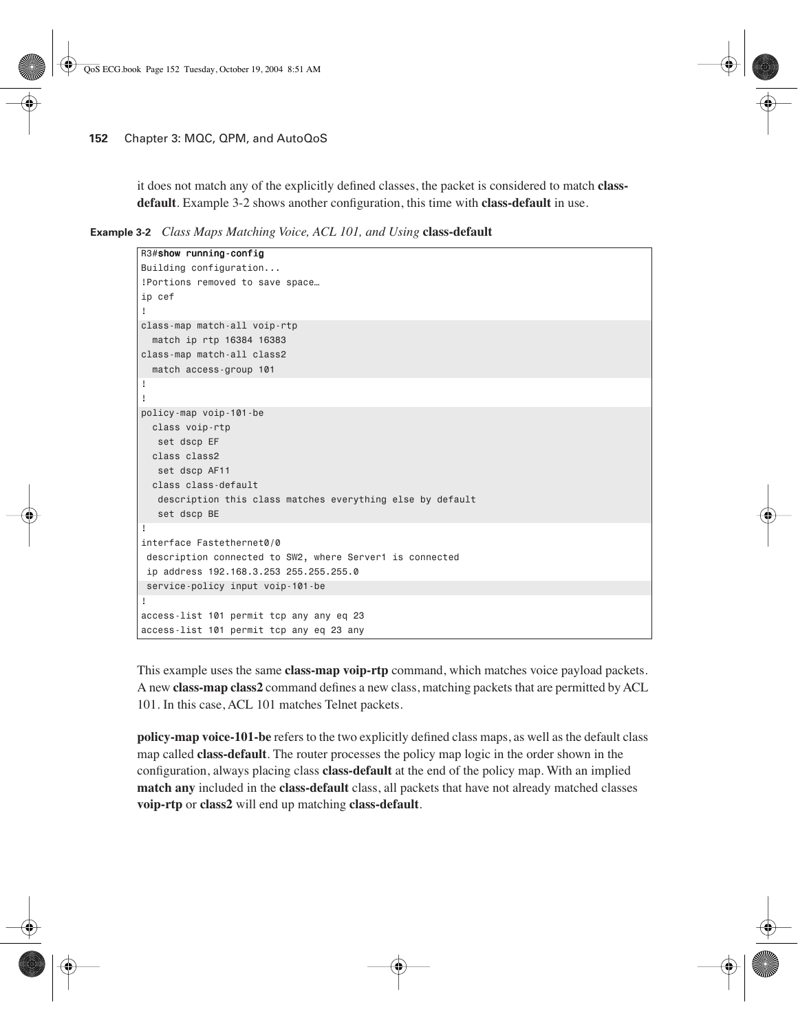it does not match any of the explicitly defined classes, the packet is considered to match **class-default**. Example 3-2 shows another configuration, this time with **class-default** in use.

**Example 3-2** *Class Maps Matching Voice, ACL 101, and Using* **class-default**

```
R3#show running-config
Building configuration...
!Portions removed to save space…
ip cef
!
class-map match-all voip-rtp
  match ip rtp 16384 16383
class-map match-all class2
  match access-group 101
!
!
policy-map voip-101-be
  class voip-rtp
   set dscp EF
  class class2
   set dscp AF11
  class class-default
   description this class matches everything else by default
   set dscp BE
!
interface Fastethernet0/0
 description connected to SW2, where Server1 is connected
 ip address 192.168.3.253 255.255.255.0
 service-policy input voip-101-be
!
access-list 101 permit tcp any any eq 23
access-list 101 permit tcp any eq 23 any
```

This example uses the same **class-map voip-rtp** command, which matches voice payload packets. A new **class-map class2** command defines a new class, matching packets that are permitted by ACL 101. In this case, ACL 101 matches Telnet packets.

**policy-map voice-101-be** refers to the two explicitly defined class maps, as well as the default class map called **class-default**. The router processes the policy map logic in the order shown in the configuration, always placing class **class-default** at the end of the policy map. With an implied **match any** included in the **class-default** class, all packets that have not already matched classes **voip-rtp** or **class2** will end up matching **class-default**.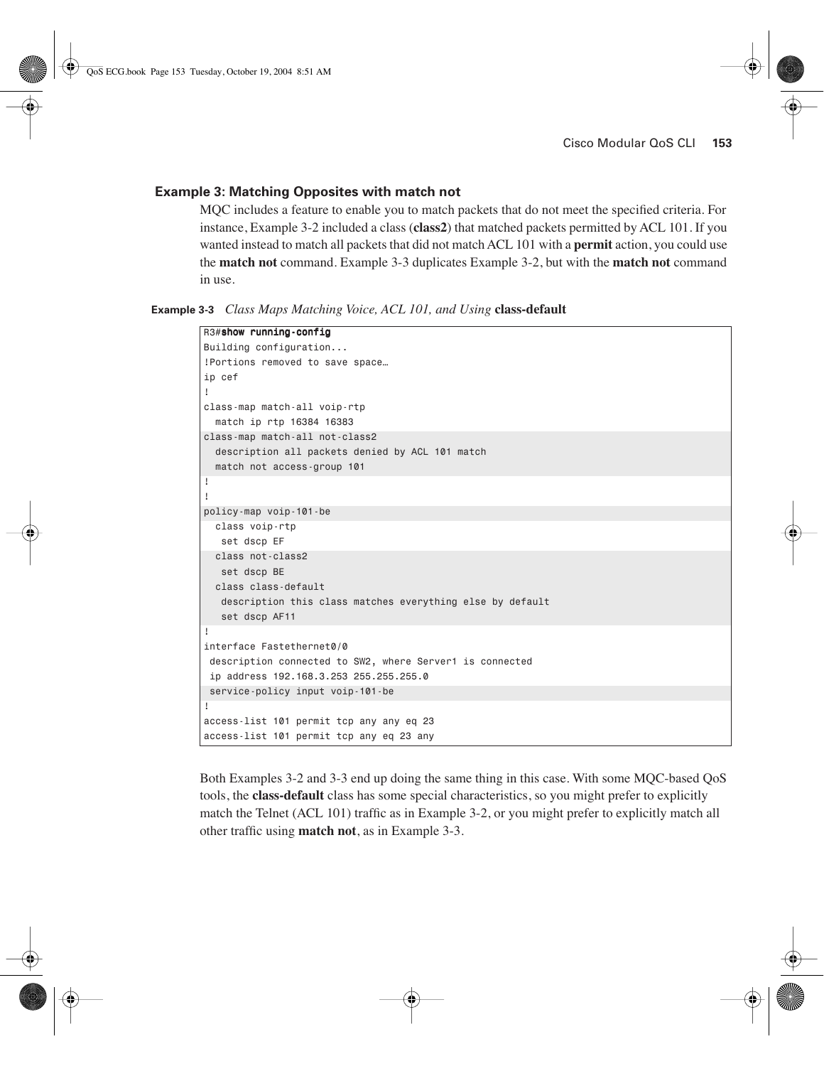### Example 3: Matching Opposites with match not

MQC includes a feature to enable you to match packets that do not meet the specified criteria. For instance, Example 3-2 included a class (**class2**) that matched packets permitted by ACL 101. If you wanted instead to match all packets that did not match ACL 101 with a **permit** action, you could use the **match not** command. Example 3-3 duplicates Example 3-2, but with the **match not** command in use.

**Example 3-3** *Class Maps Matching Voice, ACL 101, and Using* **class-default**

```
R3#show running-config
Building configuration...
!Portions removed to save space…
ip cef
!
class-map match-all voip-rtp
  match ip rtp 16384 16383
class-map match-all not-class2
  description all packets denied by ACL 101 match
  match not access-group 101
!
!
policy-map voip-101-be
  class voip-rtp
   set dscp EF
  class not-class2
   set dscp BE
  class class-default
   description this class matches everything else by default
   set dscp AF11
!
interface Fastethernet0/0
 description connected to SW2, where Server1 is connected
 ip address 192.168.3.253 255.255.255.0
 service-policy input voip-101-be
!
access-list 101 permit tcp any any eq 23
access-list 101 permit tcp any eq 23 any
```

Both Examples 3-2 and 3-3 end up doing the same thing in this case. With some MQC-based QoS tools, the **class-default** class has some special characteristics, so you might prefer to explicitly match the Telnet (ACL 101) traffic as in Example 3-2, or you might prefer to explicitly match all other traffic using **match not**, as in Example 3-3.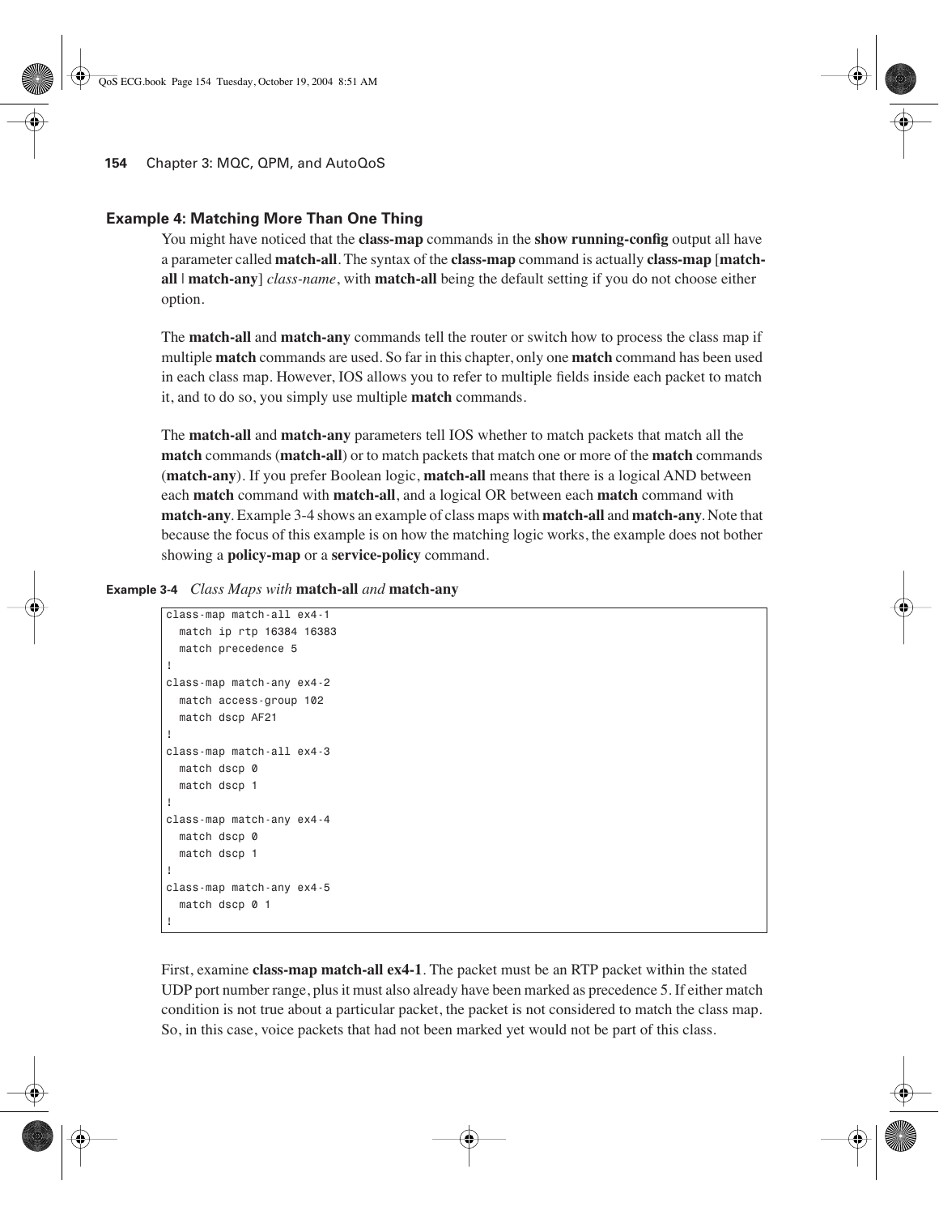### Example 4: Matching More Than One Thing

You might have noticed that the **class-map** commands in the **show running-config** output all have a parameter called **match-all**. The syntax of the **class-map** command is actually **class-map** [**match-all** | **match-any**] *class-name*, with **match-all** being the default setting if you do not choose either option.

The **match-all** and **match-any** commands tell the router or switch how to process the class map if multiple **match** commands are used. So far in this chapter, only one **match** command has been used in each class map. However, IOS allows you to refer to multiple fields inside each packet to match it, and to do so, you simply use multiple **match** commands.

The **match-all** and **match-any** parameters tell IOS whether to match packets that match all the **match** commands (**match-all**) or to match packets that match one or more of the **match** commands (**match-any**). If you prefer Boolean logic, **match-all** means that there is a logical AND between each **match** command with **match-all**, and a logical OR between each **match** command with **match-any**. Example 3-4 shows an example of class maps with **match-all** and **match-any**. Note that because the focus of this example is on how the matching logic works, the example does not bother showing a **policy-map** or a **service-policy** command.

**Example 3-4** *Class Maps with* **match-all** *and* **match-any**

```
class-map match-all ex4-1
  match ip rtp 16384 16383
  match precedence 5
!
class-map match-any ex4-2
  match access-group 102
  match dscp AF21
!
class-map match-all ex4-3
  match dscp 0
  match dscp 1
!
class-map match-any ex4-4
  match dscp 0
  match dscp 1
!
class-map match-any ex4-5
  match dscp 0 1
!
```

First, examine **class-map match-all ex4-1**. The packet must be an RTP packet within the stated UDP port number range, plus it must also already have been marked as precedence 5. If either match condition is not true about a particular packet, the packet is not considered to match the class map. So, in this case, voice packets that had not been marked yet would not be part of this class.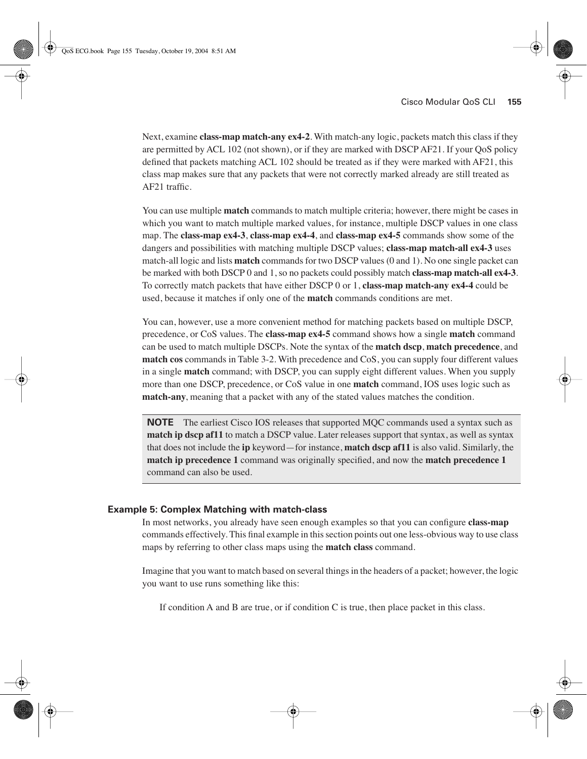Next, examine **class-map match-any ex4-2**. With match-any logic, packets match this class if they are permitted by ACL 102 (not shown), or if they are marked with DSCP AF21. If your QoS policy defined that packets matching ACL 102 should be treated as if they were marked with AF21, this class map makes sure that any packets that were not correctly marked already are still treated as AF21 traffic.

You can use multiple **match** commands to match multiple criteria; however, there might be cases in which you want to match multiple marked values, for instance, multiple DSCP values in one class map. The **class-map ex4-3**, **class-map ex4-4**, and **class-map ex4-5** commands show some of the dangers and possibilities with matching multiple DSCP values; **class-map match-all ex4-3** uses match-all logic and lists **match** commands for two DSCP values (0 and 1). No one single packet can be marked with both DSCP 0 and 1, so no packets could possibly match **class-map match-all ex4-3**. To correctly match packets that have either DSCP 0 or 1, **class-map match-any ex4-4** could be used, because it matches if only one of the **match** commands conditions are met.

You can, however, use a more convenient method for matching packets based on multiple DSCP, precedence, or CoS values. The **class-map ex4-5** command shows how a single **match** command can be used to match multiple DSCPs. Note the syntax of the **match dscp**, **match precedence**, and **match cos** commands in Table 3-2. With precedence and CoS, you can supply four different values in a single **match** command; with DSCP, you can supply eight different values. When you supply more than one DSCP, precedence, or CoS value in one **match** command, IOS uses logic such as **match-any**, meaning that a packet with any of the stated values matches the condition.

> **NOTE** The earliest Cisco IOS releases that supported MQC commands used a syntax such as **match ip dscp af11** to match a DSCP value. Later releases support that syntax, as well as syntax that does not include the **ip** keyword—for instance, **match dscp af11** is also valid. Similarly, the **match ip precedence 1** command was originally specified, and now the **match precedence 1** command can also be used.

### Example 5: Complex Matching with match-class

In most networks, you already have seen enough examples so that you can configure **class-map** commands effectively. This final example in this section points out one less-obvious way to use class maps by referring to other class maps using the **match class** command.

Imagine that you want to match based on several things in the headers of a packet; however, the logic you want to use runs something like this:

> If condition A and B are true, or if condition C is true, then place packet in this class.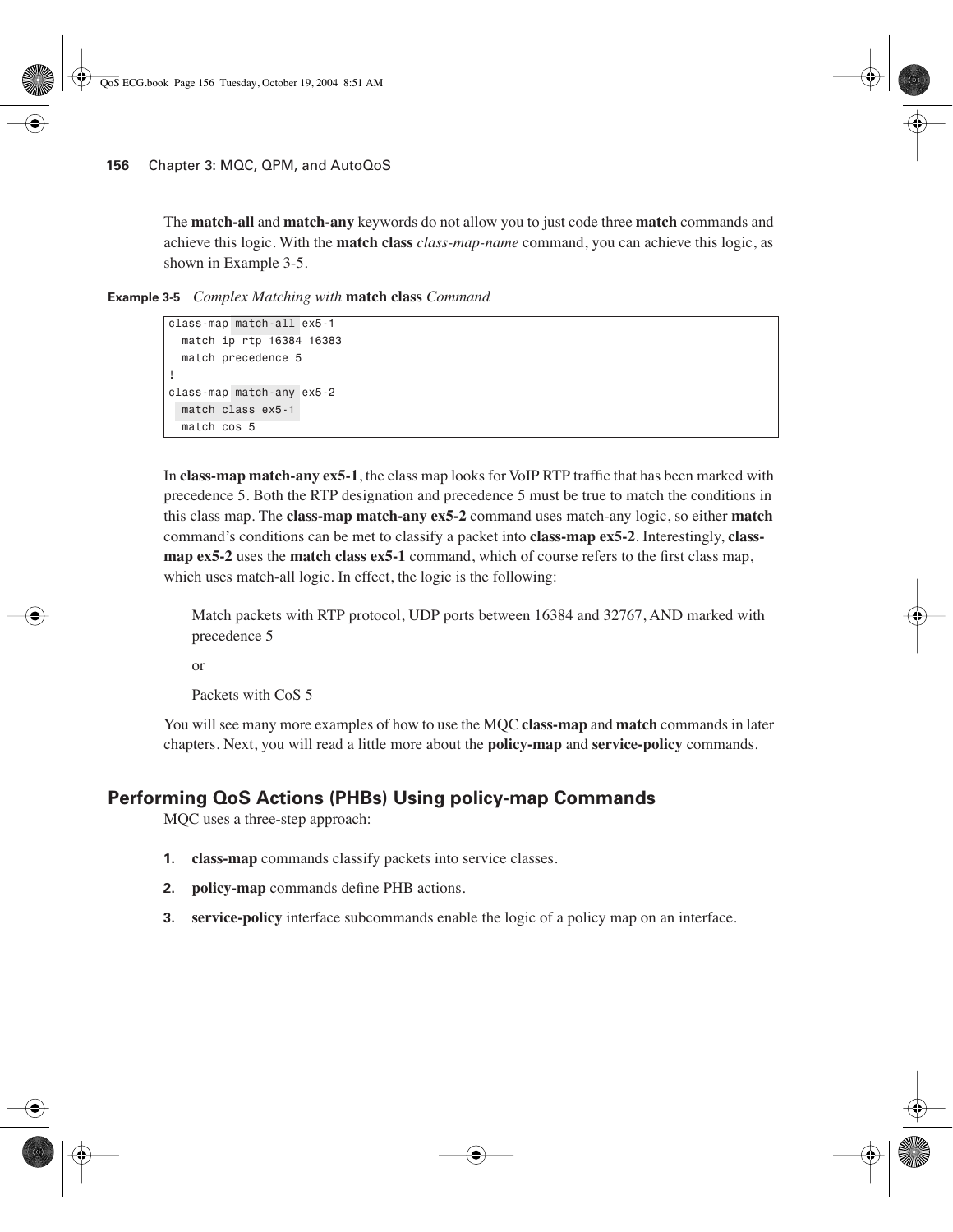The **match-all** and **match-any** keywords do not allow you to just code three **match** commands and achieve this logic. With the **match class** *class-map-name* command, you can achieve this logic, as shown in Example 3-5.

**Example 3-5** *Complex Matching with* **match class** *Command*

```
class-map match-all ex5-1
  match ip rtp 16384 16383
  match precedence 5
!
class-map match-any ex5-2
  match class ex5-1
  match cos 5
```

In **class-map match-any ex5-1**, the class map looks for VoIP RTP traffic that has been marked with precedence 5. Both the RTP designation and precedence 5 must be true to match the conditions in this class map. The **class-map match-any ex5-2** command uses match-any logic, so either **match** command's conditions can be met to classify a packet into **class-map ex5-2**. Interestingly, **class-map ex5-2** uses the **match class ex5-1** command, which of course refers to the first class map, which uses match-all logic. In effect, the logic is the following:

> Match packets with RTP protocol, UDP ports between 16384 and 32767, AND marked with precedence 5
>
> or
>
> Packets with CoS 5

You will see many more examples of how to use the MQC **class-map** and **match** commands in later chapters. Next, you will read a little more about the **policy-map** and **service-policy** commands.

## Performing QoS Actions (PHBs) Using policy-map Commands

MQC uses a three-step approach:

1. **class-map** commands classify packets into service classes.
2. **policy-map** commands define PHB actions.
3. **service-policy** interface subcommands enable the logic of a policy map on an interface.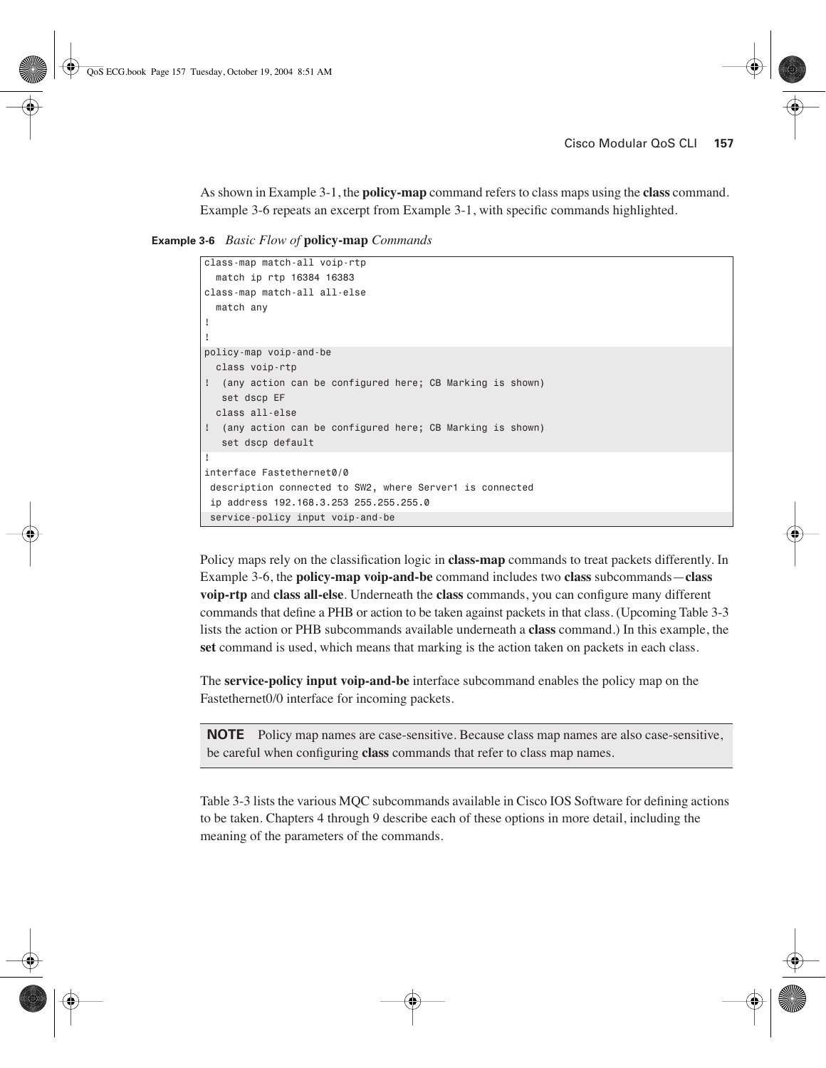As shown in Example 3-1, the **policy-map** command refers to class maps using the **class** command. Example 3-6 repeats an excerpt from Example 3-1, with specific commands highlighted.

**Example 3-6** *Basic Flow of* **policy-map** *Commands*

```
class-map match-all voip-rtp
  match ip rtp 16384 16383
class-map match-all all-else
  match any
!
!
policy-map voip-and-be
  class voip-rtp
!  (any action can be configured here; CB Marking is shown)
   set dscp EF
  class all-else
!  (any action can be configured here; CB Marking is shown)
   set dscp default
!
interface Fastethernet0/0
 description connected to SW2, where Server1 is connected
 ip address 192.168.3.253 255.255.255.0
 service-policy input voip-and-be
```

Policy maps rely on the classification logic in **class-map** commands to treat packets differently. In Example 3-6, the **policy-map voip-and-be** command includes two **class** subcommands—**class voip-rtp** and **class all-else**. Underneath the **class** commands, you can configure many different commands that define a PHB or action to be taken against packets in that class. (Upcoming Table 3-3 lists the action or PHB subcommands available underneath a **class** command.) In this example, the **set** command is used, which means that marking is the action taken on packets in each class.

The **service-policy input voip-and-be** interface subcommand enables the policy map on the Fastethernet0/0 interface for incoming packets.

> **NOTE** Policy map names are case-sensitive. Because class map names are also case-sensitive, be careful when configuring **class** commands that refer to class map names.

Table 3-3 lists the various MQC subcommands available in Cisco IOS Software for defining actions to be taken. Chapters 4 through 9 describe each of these options in more detail, including the meaning of the parameters of the commands.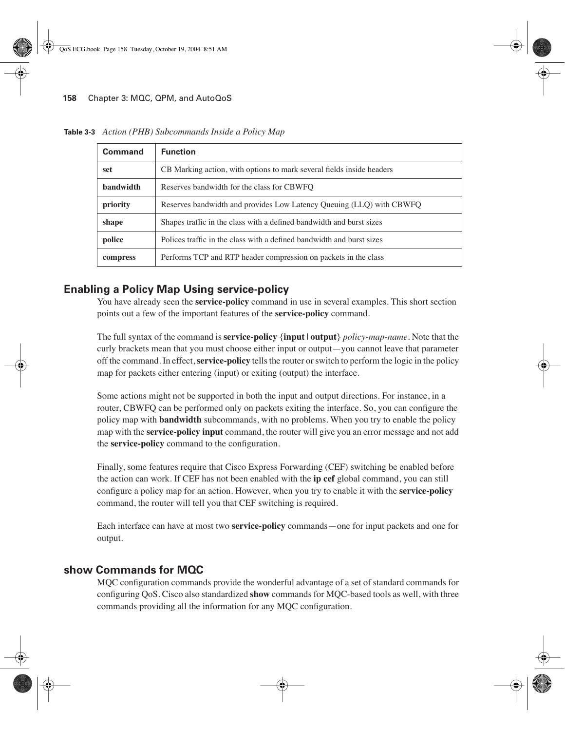**Table 3-3** *Action (PHB) Subcommands Inside a Policy Map*

| Command | Function |
|---|---|
| **set** | CB Marking action, with options to mark several fields inside headers |
| **bandwidth** | Reserves bandwidth for the class for CBWFQ |
| **priority** | Reserves bandwidth and provides Low Latency Queuing (LLQ) with CBWFQ |
| **shape** | Shapes traffic in the class with a defined bandwidth and burst sizes |
| **police** | Polices traffic in the class with a defined bandwidth and burst sizes |
| **compress** | Performs TCP and RTP header compression on packets in the class |

## Enabling a Policy Map Using service-policy

You have already seen the **service-policy** command in use in several examples. This short section points out a few of the important features of the **service-policy** command.

The full syntax of the command is **service-policy** {**input** | **output**} *policy-map-name*. Note that the curly brackets mean that you must choose either input or output—you cannot leave that parameter off the command. In effect, **service-policy** tells the router or switch to perform the logic in the policy map for packets either entering (input) or exiting (output) the interface.

Some actions might not be supported in both the input and output directions. For instance, in a router, CBWFQ can be performed only on packets exiting the interface. So, you can configure the policy map with **bandwidth** subcommands, with no problems. When you try to enable the policy map with the **service-policy input** command, the router will give you an error message and not add the **service-policy** command to the configuration.

Finally, some features require that Cisco Express Forwarding (CEF) switching be enabled before the action can work. If CEF has not been enabled with the **ip cef** global command, you can still configure a policy map for an action. However, when you try to enable it with the **service-policy** command, the router will tell you that CEF switching is required.

Each interface can have at most two **service-policy** commands—one for input packets and one for output.

## show Commands for MQC

MQC configuration commands provide the wonderful advantage of a set of standard commands for configuring QoS. Cisco also standardized **show** commands for MQC-based tools as well, with three commands providing all the information for any MQC configuration.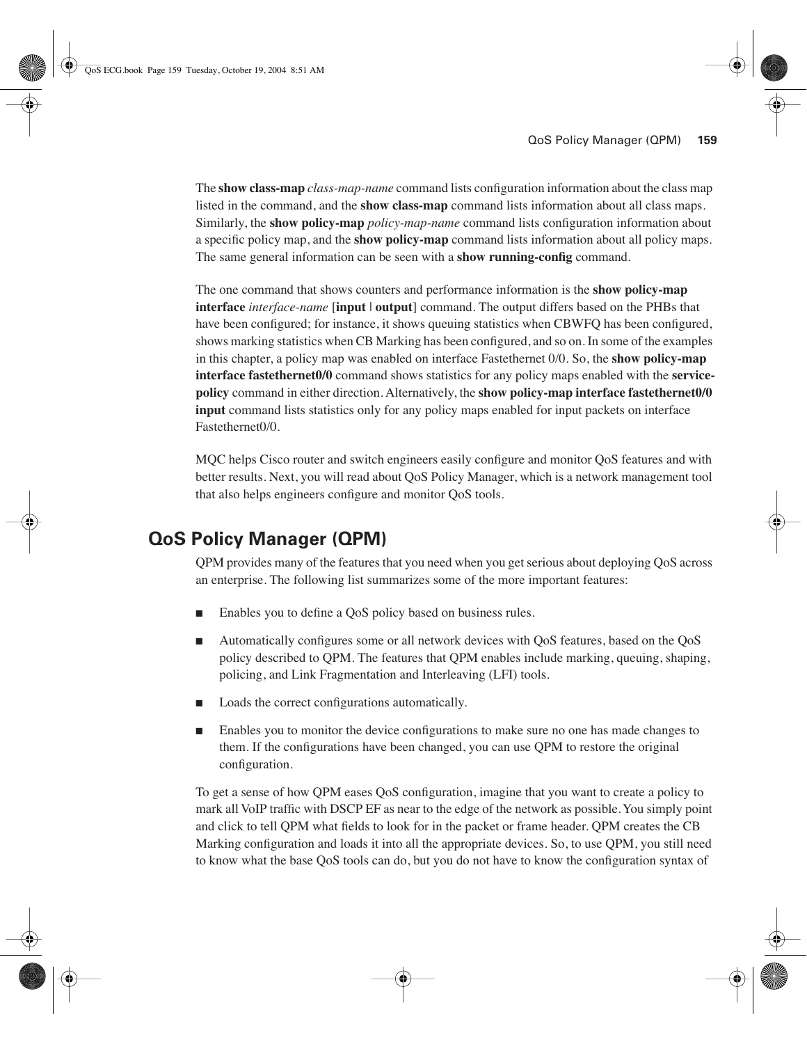The **show class-map** *class-map-name* command lists configuration information about the class map listed in the command, and the **show class-map** command lists information about all class maps. Similarly, the **show policy-map** *policy-map-name* command lists configuration information about a specific policy map, and the **show policy-map** command lists information about all policy maps. The same general information can be seen with a **show running-config** command.

The one command that shows counters and performance information is the **show policy-map interface** *interface-name* [**input** | **output**] command. The output differs based on the PHBs that have been configured; for instance, it shows queuing statistics when CBWFQ has been configured, shows marking statistics when CB Marking has been configured, and so on. In some of the examples in this chapter, a policy map was enabled on interface Fastethernet 0/0. So, the **show policy-map interface fastethernet0/0** command shows statistics for any policy maps enabled with the **service-policy** command in either direction. Alternatively, the **show policy-map interface fastethernet0/0 input** command lists statistics only for any policy maps enabled for input packets on interface Fastethernet0/0.

MQC helps Cisco router and switch engineers easily configure and monitor QoS features and with better results. Next, you will read about QoS Policy Manager, which is a network management tool that also helps engineers configure and monitor QoS tools.

## QoS Policy Manager (QPM)

QPM provides many of the features that you need when you get serious about deploying QoS across an enterprise. The following list summarizes some of the more important features:

- Enables you to define a QoS policy based on business rules.
- Automatically configures some or all network devices with QoS features, based on the QoS policy described to QPM. The features that QPM enables include marking, queuing, shaping, policing, and Link Fragmentation and Interleaving (LFI) tools.
- Loads the correct configurations automatically.
- Enables you to monitor the device configurations to make sure no one has made changes to them. If the configurations have been changed, you can use QPM to restore the original configuration.

To get a sense of how QPM eases QoS configuration, imagine that you want to create a policy to mark all VoIP traffic with DSCP EF as near to the edge of the network as possible. You simply point and click to tell QPM what fields to look for in the packet or frame header. QPM creates the CB Marking configuration and loads it into all the appropriate devices. So, to use QPM, you still need to know what the base QoS tools can do, but you do not have to know the configuration syntax of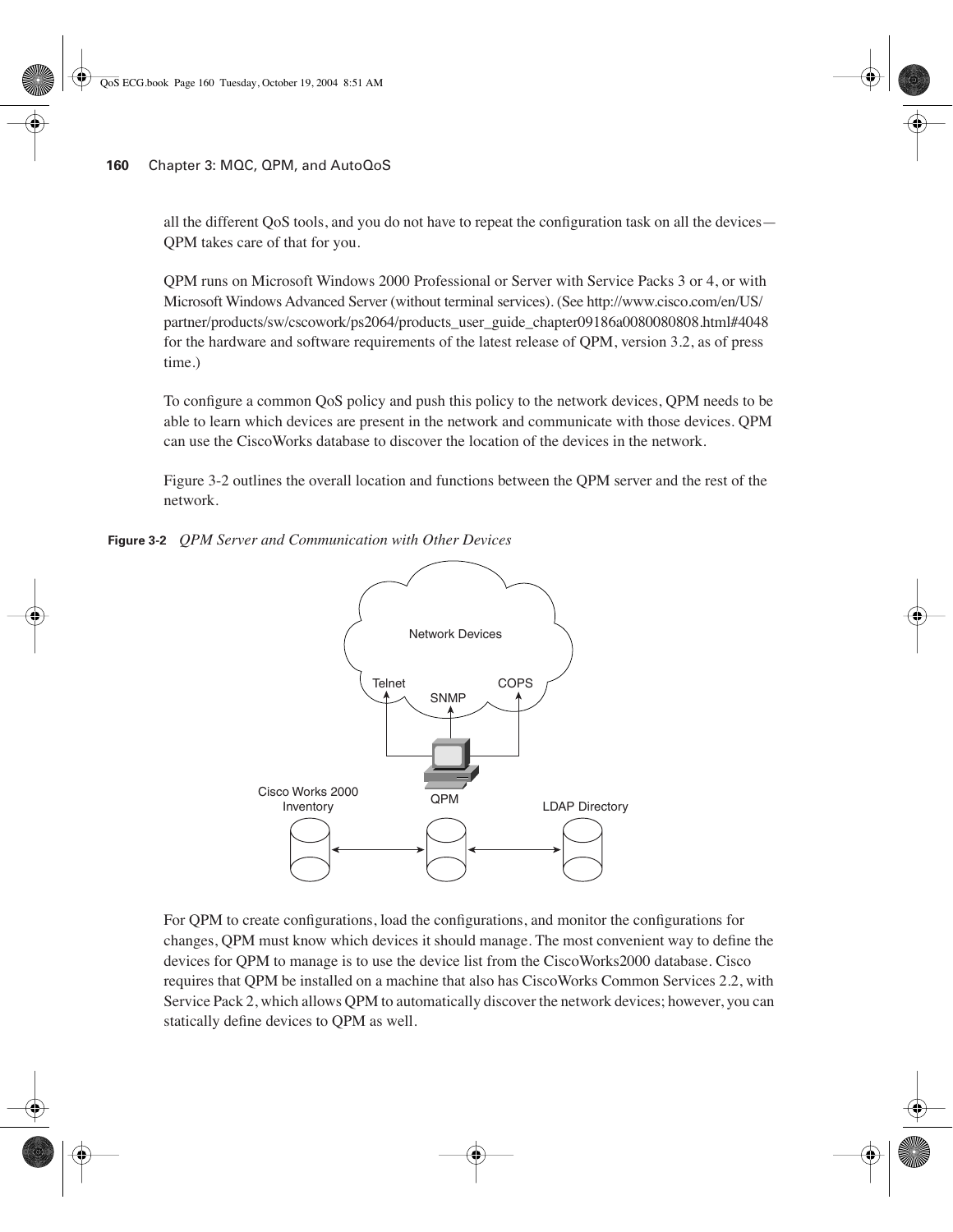all the different QoS tools, and you do not have to repeat the configuration task on all the devices—QPM takes care of that for you.

QPM runs on Microsoft Windows 2000 Professional or Server with Service Packs 3 or 4, or with Microsoft Windows Advanced Server (without terminal services). (See http://www.cisco.com/en/US/partner/products/sw/cscowork/ps2064/products_user_guide_chapter09186a0080080808.html#4048 for the hardware and software requirements of the latest release of QPM, version 3.2, as of press time.)

To configure a common QoS policy and push this policy to the network devices, QPM needs to be able to learn which devices are present in the network and communicate with those devices. QPM can use the CiscoWorks database to discover the location of the devices in the network.

Figure 3-2 outlines the overall location and functions between the QPM server and the rest of the network.

**Figure 3-2** *QPM Server and Communication with Other Devices*

For QPM to create configurations, load the configurations, and monitor the configurations for changes, QPM must know which devices it should manage. The most convenient way to define the devices for QPM to manage is to use the device list from the CiscoWorks2000 database. Cisco requires that QPM be installed on a machine that also has CiscoWorks Common Services 2.2, with Service Pack 2, which allows QPM to automatically discover the network devices; however, you can statically define devices to QPM as well.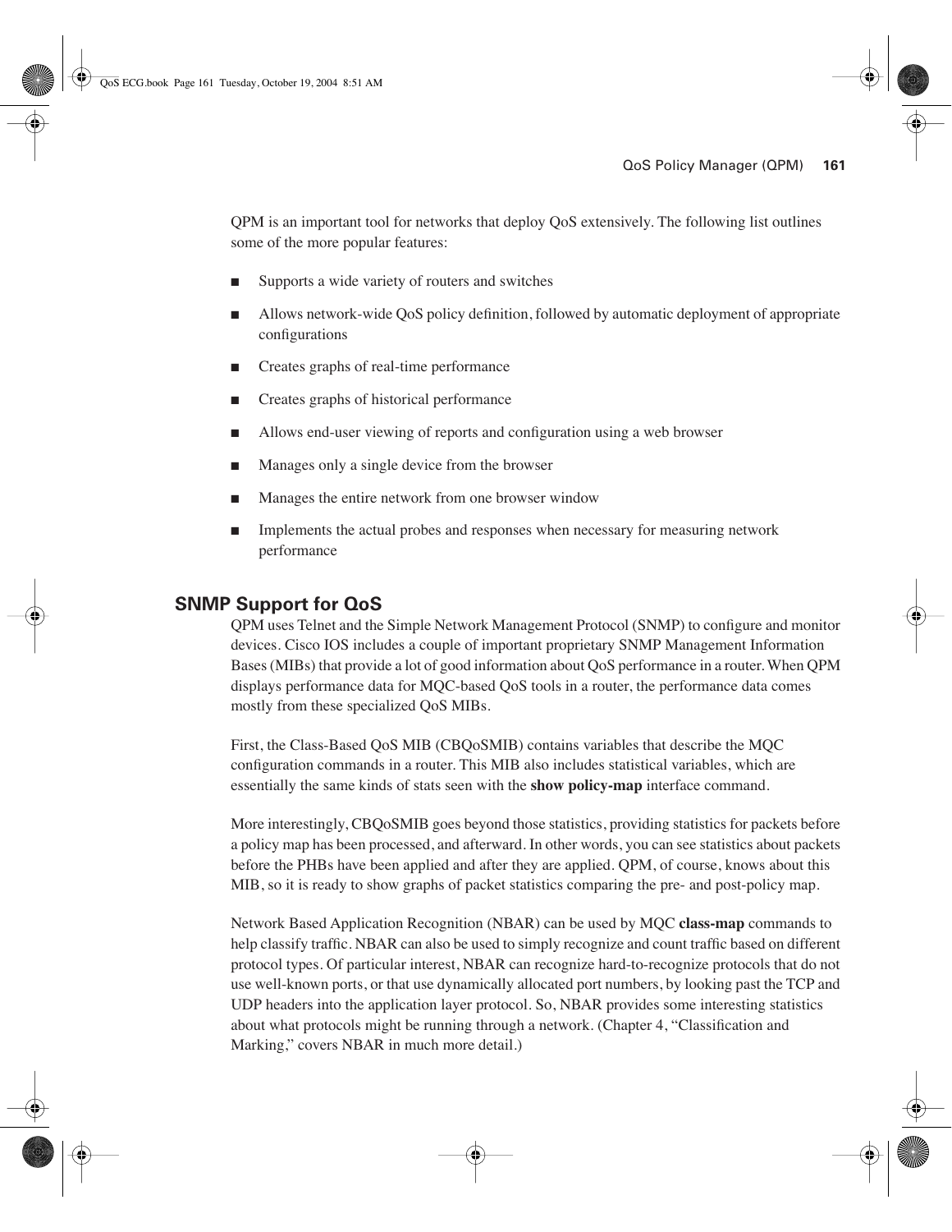QPM is an important tool for networks that deploy QoS extensively. The following list outlines some of the more popular features:

- Supports a wide variety of routers and switches
- Allows network-wide QoS policy definition, followed by automatic deployment of appropriate configurations
- Creates graphs of real-time performance
- Creates graphs of historical performance
- Allows end-user viewing of reports and configuration using a web browser
- Manages only a single device from the browser
- Manages the entire network from one browser window
- Implements the actual probes and responses when necessary for measuring network performance

## SNMP Support for QoS

QPM uses Telnet and the Simple Network Management Protocol (SNMP) to configure and monitor devices. Cisco IOS includes a couple of important proprietary SNMP Management Information Bases (MIBs) that provide a lot of good information about QoS performance in a router. When QPM displays performance data for MQC-based QoS tools in a router, the performance data comes mostly from these specialized QoS MIBs.

First, the Class-Based QoS MIB (CBQoSMIB) contains variables that describe the MQC configuration commands in a router. This MIB also includes statistical variables, which are essentially the same kinds of stats seen with the **show policy-map** interface command.

More interestingly, CBQoSMIB goes beyond those statistics, providing statistics for packets before a policy map has been processed, and afterward. In other words, you can see statistics about packets before the PHBs have been applied and after they are applied. QPM, of course, knows about this MIB, so it is ready to show graphs of packet statistics comparing the pre- and post-policy map.

Network Based Application Recognition (NBAR) can be used by MQC **class-map** commands to help classify traffic. NBAR can also be used to simply recognize and count traffic based on different protocol types. Of particular interest, NBAR can recognize hard-to-recognize protocols that do not use well-known ports, or that use dynamically allocated port numbers, by looking past the TCP and UDP headers into the application layer protocol. So, NBAR provides some interesting statistics about what protocols might be running through a network. (Chapter 4, "Classification and Marking," covers NBAR in much more detail.)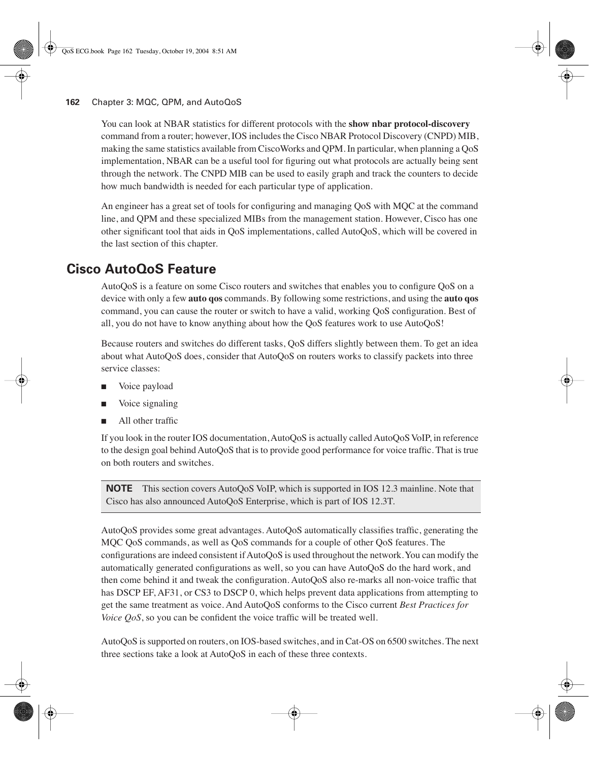You can look at NBAR statistics for different protocols with the **show nbar protocol-discovery** command from a router; however, IOS includes the Cisco NBAR Protocol Discovery (CNPD) MIB, making the same statistics available from CiscoWorks and QPM. In particular, when planning a QoS implementation, NBAR can be a useful tool for figuring out what protocols are actually being sent through the network. The CNPD MIB can be used to easily graph and track the counters to decide how much bandwidth is needed for each particular type of application.

An engineer has a great set of tools for configuring and managing QoS with MQC at the command line, and QPM and these specialized MIBs from the management station. However, Cisco has one other significant tool that aids in QoS implementations, called AutoQoS, which will be covered in the last section of this chapter.

## Cisco AutoQoS Feature

AutoQoS is a feature on some Cisco routers and switches that enables you to configure QoS on a device with only a few **auto qos** commands. By following some restrictions, and using the **auto qos** command, you can cause the router or switch to have a valid, working QoS configuration. Best of all, you do not have to know anything about how the QoS features work to use AutoQoS!

Because routers and switches do different tasks, QoS differs slightly between them. To get an idea about what AutoQoS does, consider that AutoQoS on routers works to classify packets into three service classes:

- Voice payload
- Voice signaling
- All other traffic

If you look in the router IOS documentation, AutoQoS is actually called AutoQoS VoIP, in reference to the design goal behind AutoQoS that is to provide good performance for voice traffic. That is true on both routers and switches.

> **NOTE** This section covers AutoQoS VoIP, which is supported in IOS 12.3 mainline. Note that Cisco has also announced AutoQoS Enterprise, which is part of IOS 12.3T.

AutoQoS provides some great advantages. AutoQoS automatically classifies traffic, generating the MQC QoS commands, as well as QoS commands for a couple of other QoS features. The configurations are indeed consistent if AutoQoS is used throughout the network. You can modify the automatically generated configurations as well, so you can have AutoQoS do the hard work, and then come behind it and tweak the configuration. AutoQoS also re-marks all non-voice traffic that has DSCP EF, AF31, or CS3 to DSCP 0, which helps prevent data applications from attempting to get the same treatment as voice. And AutoQoS conforms to the Cisco current *Best Practices for Voice QoS*, so you can be confident the voice traffic will be treated well.

AutoQoS is supported on routers, on IOS-based switches, and in Cat-OS on 6500 switches. The next three sections take a look at AutoQoS in each of these three contexts.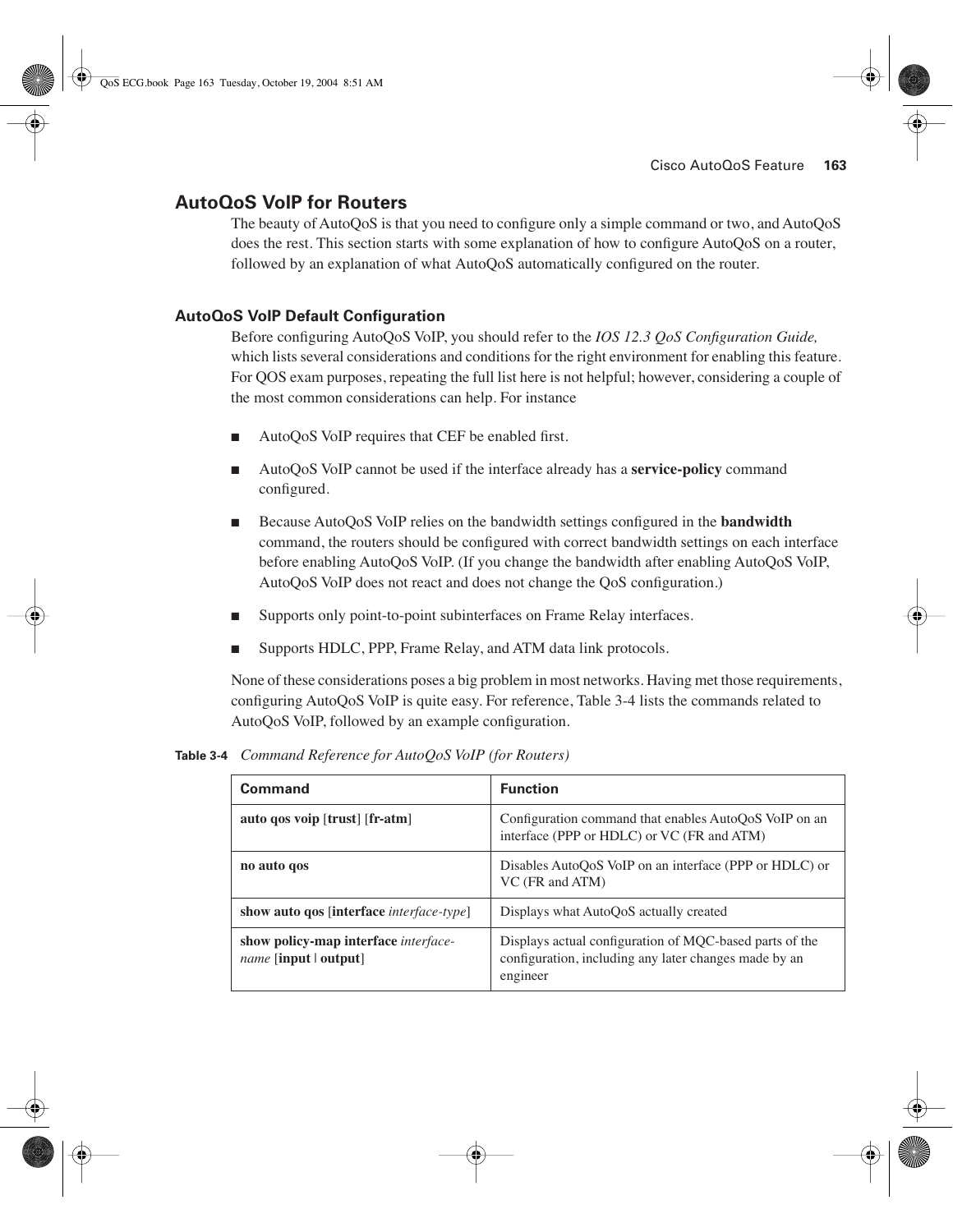## AutoQoS VoIP for Routers

The beauty of AutoQoS is that you need to configure only a simple command or two, and AutoQoS does the rest. This section starts with some explanation of how to configure AutoQoS on a router, followed by an explanation of what AutoQoS automatically configured on the router.

### AutoQoS VoIP Default Configuration

Before configuring AutoQoS VoIP, you should refer to the *IOS 12.3 QoS Configuration Guide,* which lists several considerations and conditions for the right environment for enabling this feature. For QOS exam purposes, repeating the full list here is not helpful; however, considering a couple of the most common considerations can help. For instance

- AutoQoS VoIP requires that CEF be enabled first.
- AutoQoS VoIP cannot be used if the interface already has a **service-policy** command configured.
- Because AutoQoS VoIP relies on the bandwidth settings configured in the **bandwidth** command, the routers should be configured with correct bandwidth settings on each interface before enabling AutoQoS VoIP. (If you change the bandwidth after enabling AutoQoS VoIP, AutoQoS VoIP does not react and does not change the QoS configuration.)
- Supports only point-to-point subinterfaces on Frame Relay interfaces.
- Supports HDLC, PPP, Frame Relay, and ATM data link protocols.

None of these considerations poses a big problem in most networks. Having met those requirements, configuring AutoQoS VoIP is quite easy. For reference, Table 3-4 lists the commands related to AutoQoS VoIP, followed by an example configuration.

**Table 3-4** *Command Reference for AutoQoS VoIP (for Routers)*

| Command | Function |
|---|---|
| **auto qos voip** [**trust**] [**fr-atm**] | Configuration command that enables AutoQoS VoIP on an interface (PPP or HDLC) or VC (FR and ATM) |
| **no auto qos** | Disables AutoQoS VoIP on an interface (PPP or HDLC) or VC (FR and ATM) |
| **show auto qos** [**interface** *interface-type*] | Displays what AutoQoS actually created |
| **show policy-map interface** *interface-name* [**input** \| **output**] | Displays actual configuration of MQC-based parts of the configuration, including any later changes made by an engineer |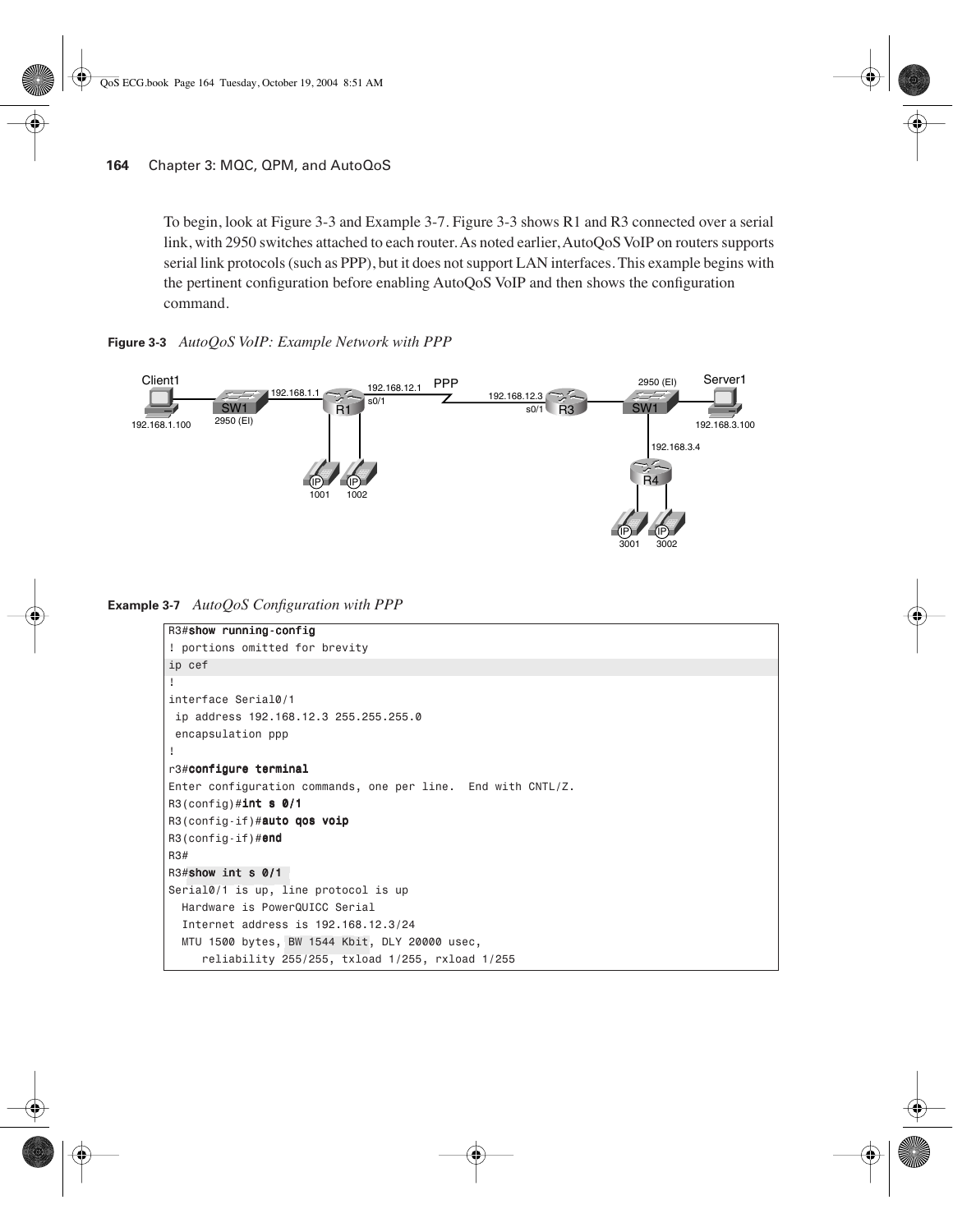To begin, look at Figure 3-3 and Example 3-7. Figure 3-3 shows R1 and R3 connected over a serial link, with 2950 switches attached to each router. As noted earlier, AutoQoS VoIP on routers supports serial link protocols (such as PPP), but it does not support LAN interfaces. This example begins with the pertinent configuration before enabling AutoQoS VoIP and then shows the configuration command.

**Figure 3-3** *AutoQoS VoIP: Example Network with PPP*

**Example 3-7** *AutoQoS Configuration with PPP*

```
R3#show running-config
! portions omitted for brevity
ip cef
!
interface Serial0/1
 ip address 192.168.12.3 255.255.255.0
 encapsulation ppp
!
r3#configure terminal
Enter configuration commands, one per line.  End with CNTL/Z.
R3(config)#int s 0/1
R3(config-if)#auto qos voip
R3(config-if)#end
R3#
R3#show int s 0/1
Serial0/1 is up, line protocol is up
  Hardware is PowerQUICC Serial
  Internet address is 192.168.12.3/24
  MTU 1500 bytes, BW 1544 Kbit, DLY 20000 usec,
     reliability 255/255, txload 1/255, rxload 1/255
```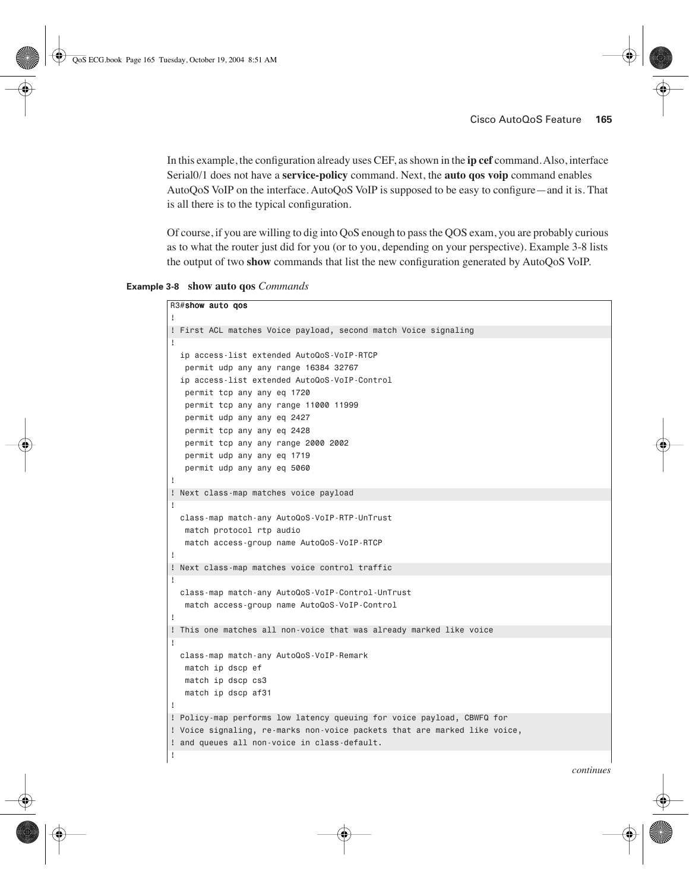In this example, the configuration already uses CEF, as shown in the **ip cef** command. Also, interface Serial0/1 does not have a **service-policy** command. Next, the **auto qos voip** command enables AutoQoS VoIP on the interface. AutoQoS VoIP is supposed to be easy to configure—and it is. That is all there is to the typical configuration.

Of course, if you are willing to dig into QoS enough to pass the QOS exam, you are probably curious as to what the router just did for you (or to you, depending on your perspective). Example 3-8 lists the output of two **show** commands that list the new configuration generated by AutoQoS VoIP.

**Example 3-8** **show auto qos** *Commands*

```
R3#show auto qos
!
! First ACL matches Voice payload, second match Voice signaling
!
  ip access-list extended AutoQoS-VoIP-RTCP
   permit udp any any range 16384 32767
  ip access-list extended AutoQoS-VoIP-Control
   permit tcp any any eq 1720
   permit tcp any any range 11000 11999
   permit udp any any eq 2427
   permit tcp any any eq 2428
   permit tcp any any range 2000 2002
   permit udp any any eq 1719
   permit udp any any eq 5060
!
! Next class-map matches voice payload
!
  class-map match-any AutoQoS-VoIP-RTP-UnTrust
   match protocol rtp audio
   match access-group name AutoQoS-VoIP-RTCP
!
! Next class-map matches voice control traffic
!
  class-map match-any AutoQoS-VoIP-Control-UnTrust
   match access-group name AutoQoS-VoIP-Control
!
! This one matches all non-voice that was already marked like voice
!
  class-map match-any AutoQoS-VoIP-Remark
   match ip dscp ef
   match ip dscp cs3
   match ip dscp af31
!
! Policy-map performs low latency queuing for voice payload, CBWFQ for
! Voice signaling, re-marks non-voice packets that are marked like voice,
! and queues all non-voice in class-default.
!
```

*continues*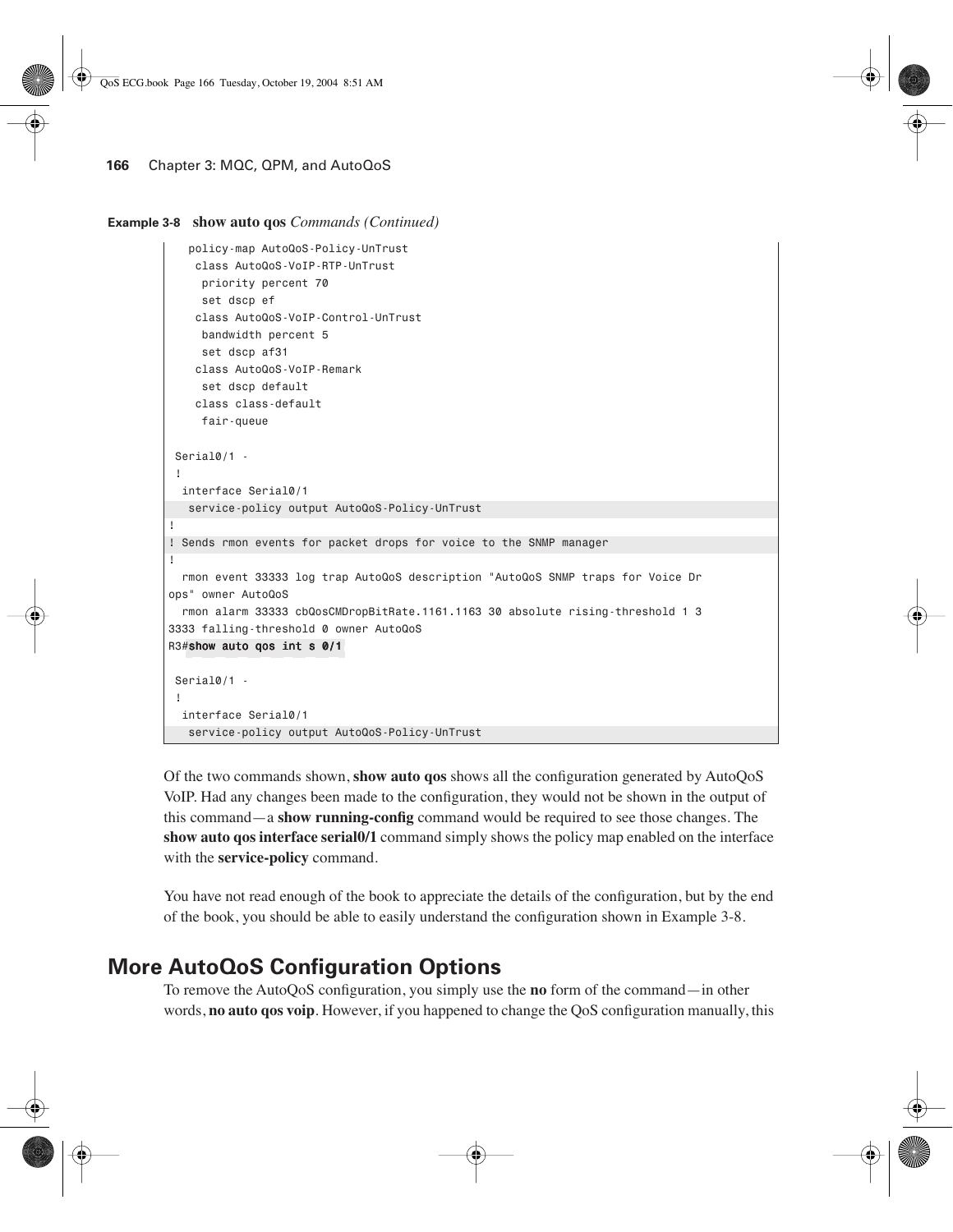**Example 3-8** **show auto qos** *Commands (Continued)*

```
   policy-map AutoQoS-Policy-UnTrust
    class AutoQoS-VoIP-RTP-UnTrust
     priority percent 70
     set dscp ef
    class AutoQoS-VoIP-Control-UnTrust
     bandwidth percent 5
     set dscp af31
    class AutoQoS-VoIP-Remark
     set dscp default
    class class-default
     fair-queue

 Serial0/1 -
 !
  interface Serial0/1
   service-policy output AutoQoS-Policy-UnTrust
!
! Sends rmon events for packet drops for voice to the SNMP manager
!
  rmon event 33333 log trap AutoQoS description "AutoQoS SNMP traps for Voice Dr
ops" owner AutoQoS
  rmon alarm 33333 cbQosCMDropBitRate.1161.1163 30 absolute rising-threshold 1 3
3333 falling-threshold 0 owner AutoQoS
R3#show auto qos int s 0/1

 Serial0/1 -
 !
  interface Serial0/1
   service-policy output AutoQoS-Policy-UnTrust
```

Of the two commands shown, **show auto qos** shows all the configuration generated by AutoQoS VoIP. Had any changes been made to the configuration, they would not be shown in the output of this command—a **show running-config** command would be required to see those changes. The **show auto qos interface serial0/1** command simply shows the policy map enabled on the interface with the **service-policy** command.

You have not read enough of the book to appreciate the details of the configuration, but by the end of the book, you should be able to easily understand the configuration shown in Example 3-8.

## More AutoQoS Configuration Options

To remove the AutoQoS configuration, you simply use the **no** form of the command—in other words, **no auto qos voip**. However, if you happened to change the QoS configuration manually, this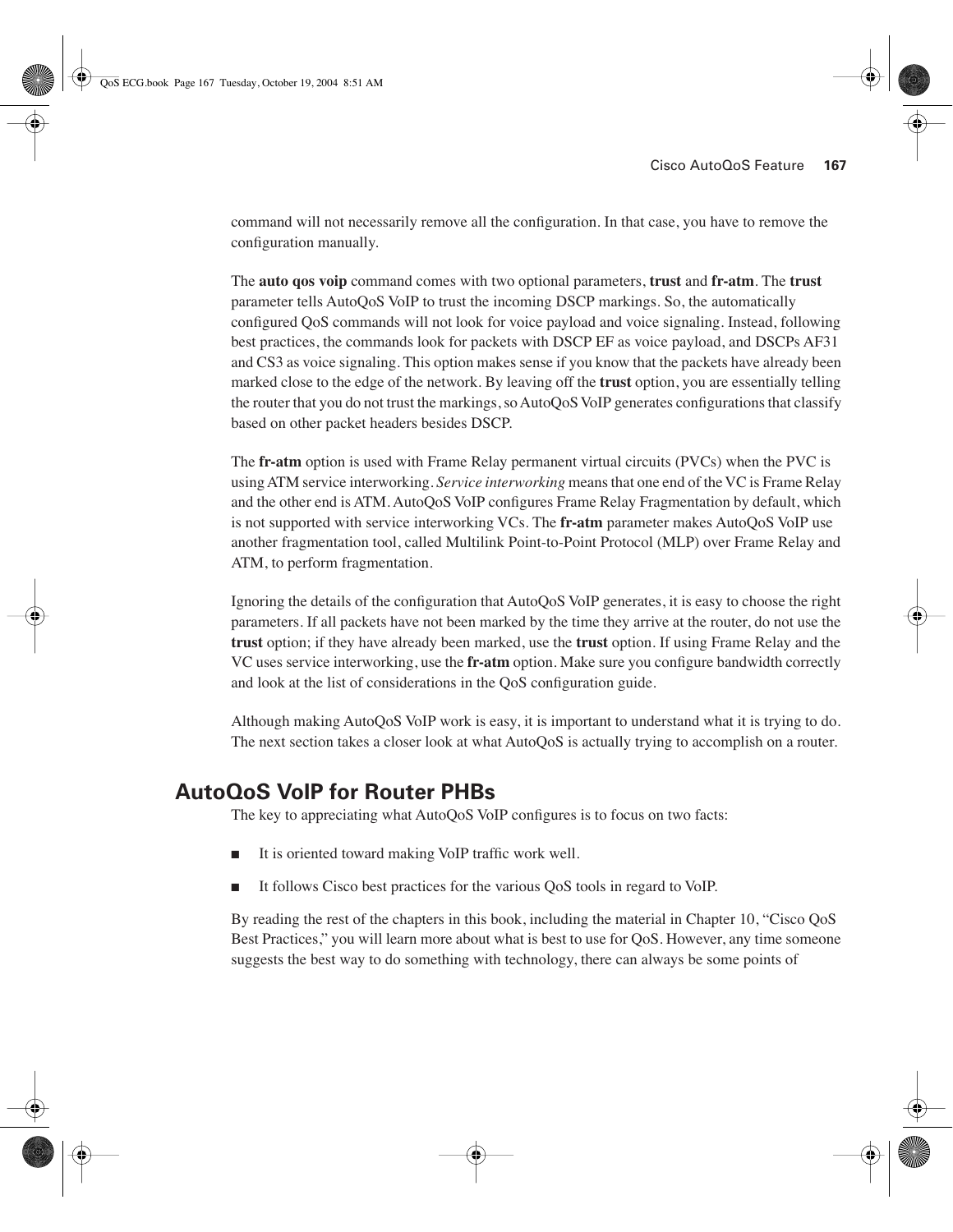command will not necessarily remove all the configuration. In that case, you have to remove the configuration manually.

The **auto qos voip** command comes with two optional parameters, **trust** and **fr-atm**. The **trust** parameter tells AutoQoS VoIP to trust the incoming DSCP markings. So, the automatically configured QoS commands will not look for voice payload and voice signaling. Instead, following best practices, the commands look for packets with DSCP EF as voice payload, and DSCPs AF31 and CS3 as voice signaling. This option makes sense if you know that the packets have already been marked close to the edge of the network. By leaving off the **trust** option, you are essentially telling the router that you do not trust the markings, so AutoQoS VoIP generates configurations that classify based on other packet headers besides DSCP.

The **fr-atm** option is used with Frame Relay permanent virtual circuits (PVCs) when the PVC is using ATM service interworking. *Service interworking* means that one end of the VC is Frame Relay and the other end is ATM. AutoQoS VoIP configures Frame Relay Fragmentation by default, which is not supported with service interworking VCs. The **fr-atm** parameter makes AutoQoS VoIP use another fragmentation tool, called Multilink Point-to-Point Protocol (MLP) over Frame Relay and ATM, to perform fragmentation.

Ignoring the details of the configuration that AutoQoS VoIP generates, it is easy to choose the right parameters. If all packets have not been marked by the time they arrive at the router, do not use the **trust** option; if they have already been marked, use the **trust** option. If using Frame Relay and the VC uses service interworking, use the **fr-atm** option. Make sure you configure bandwidth correctly and look at the list of considerations in the QoS configuration guide.

Although making AutoQoS VoIP work is easy, it is important to understand what it is trying to do. The next section takes a closer look at what AutoQoS is actually trying to accomplish on a router.

## AutoQoS VoIP for Router PHBs

The key to appreciating what AutoQoS VoIP configures is to focus on two facts:

- It is oriented toward making VoIP traffic work well.
- It follows Cisco best practices for the various QoS tools in regard to VoIP.

By reading the rest of the chapters in this book, including the material in Chapter 10, "Cisco QoS Best Practices," you will learn more about what is best to use for QoS. However, any time someone suggests the best way to do something with technology, there can always be some points of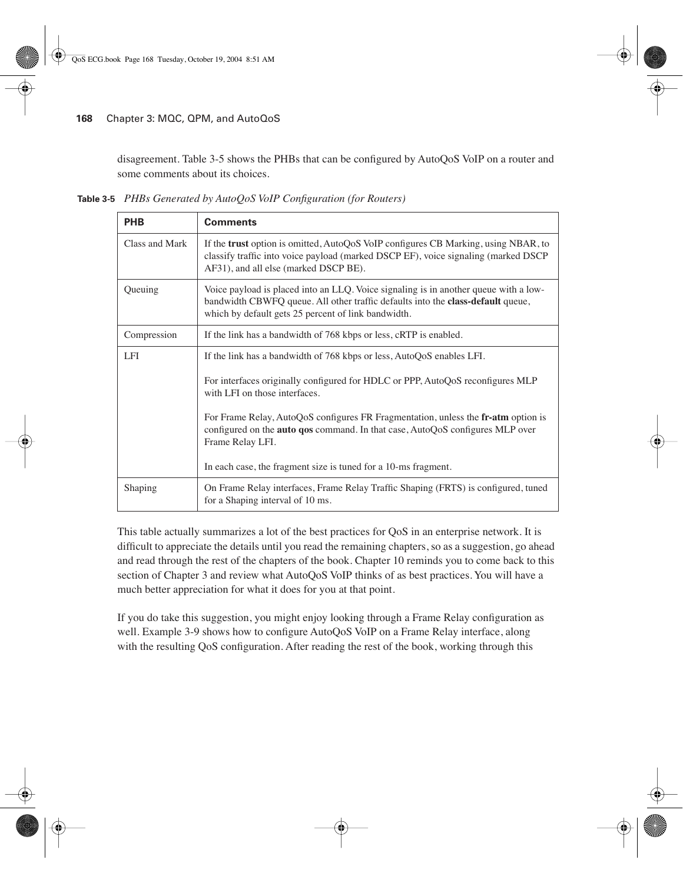disagreement. Table 3-5 shows the PHBs that can be configured by AutoQoS VoIP on a router and some comments about its choices.

**Table 3-5** *PHBs Generated by AutoQoS VoIP Configuration (for Routers)*

| PHB | Comments |
|---|---|
| Class and Mark | If the **trust** option is omitted, AutoQoS VoIP configures CB Marking, using NBAR, to classify traffic into voice payload (marked DSCP EF), voice signaling (marked DSCP AF31), and all else (marked DSCP BE). |
| Queuing | Voice payload is placed into an LLQ. Voice signaling is in another queue with a low-bandwidth CBWFQ queue. All other traffic defaults into the **class-default** queue, which by default gets 25 percent of link bandwidth. |
| Compression | If the link has a bandwidth of 768 kbps or less, cRTP is enabled. |
| LFI | If the link has a bandwidth of 768 kbps or less, AutoQoS enables LFI.<br><br>For interfaces originally configured for HDLC or PPP, AutoQoS reconfigures MLP with LFI on those interfaces.<br><br>For Frame Relay, AutoQoS configures FR Fragmentation, unless the **fr-atm** option is configured on the **auto qos** command. In that case, AutoQoS configures MLP over Frame Relay LFI.<br><br>In each case, the fragment size is tuned for a 10-ms fragment. |
| Shaping | On Frame Relay interfaces, Frame Relay Traffic Shaping (FRTS) is configured, tuned for a Shaping interval of 10 ms. |

This table actually summarizes a lot of the best practices for QoS in an enterprise network. It is difficult to appreciate the details until you read the remaining chapters, so as a suggestion, go ahead and read through the rest of the chapters of the book. Chapter 10 reminds you to come back to this section of Chapter 3 and review what AutoQoS VoIP thinks of as best practices. You will have a much better appreciation for what it does for you at that point.

If you do take this suggestion, you might enjoy looking through a Frame Relay configuration as well. Example 3-9 shows how to configure AutoQoS VoIP on a Frame Relay interface, along with the resulting QoS configuration. After reading the rest of the book, working through this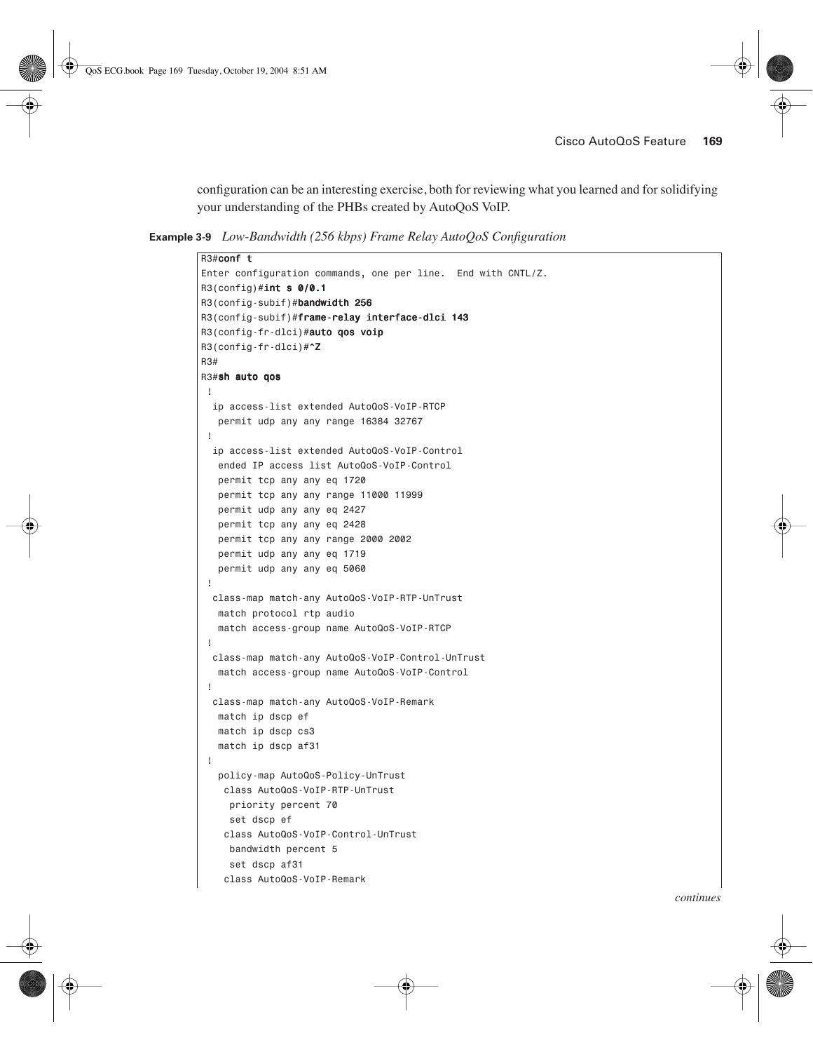configuration can be an interesting exercise, both for reviewing what you learned and for solidifying your understanding of the PHBs created by AutoQoS VoIP.

**Example 3-9** *Low-Bandwidth (256 kbps) Frame Relay AutoQoS Configuration*

```
R3#conf t
Enter configuration commands, one per line.  End with CNTL/Z.
R3(config)#int s 0/0.1
R3(config-subif)#bandwidth 256
R3(config-subif)#frame-relay interface-dlci 143
R3(config-fr-dlci)#auto qos voip
R3(config-fr-dlci)#^Z
R3#
R3#sh auto qos
 !
  ip access-list extended AutoQoS-VoIP-RTCP
   permit udp any any range 16384 32767
 !
  ip access-list extended AutoQoS-VoIP-Control
   ended IP access list AutoQoS-VoIP-Control
   permit tcp any any eq 1720
   permit tcp any any range 11000 11999
   permit udp any any eq 2427
   permit tcp any any eq 2428
   permit tcp any any range 2000 2002
   permit udp any any eq 1719
   permit udp any any eq 5060
 !
  class-map match-any AutoQoS-VoIP-RTP-UnTrust
   match protocol rtp audio
   match access-group name AutoQoS-VoIP-RTCP
 !
  class-map match-any AutoQoS-VoIP-Control-UnTrust
   match access-group name AutoQoS-VoIP-Control
 !
  class-map match-any AutoQoS-VoIP-Remark
   match ip dscp ef
   match ip dscp cs3
   match ip dscp af31
 !
   policy-map AutoQoS-Policy-UnTrust
    class AutoQoS-VoIP-RTP-UnTrust
     priority percent 70
     set dscp ef
    class AutoQoS-VoIP-Control-UnTrust
     bandwidth percent 5
     set dscp af31
    class AutoQoS-VoIP-Remark
```

*continues*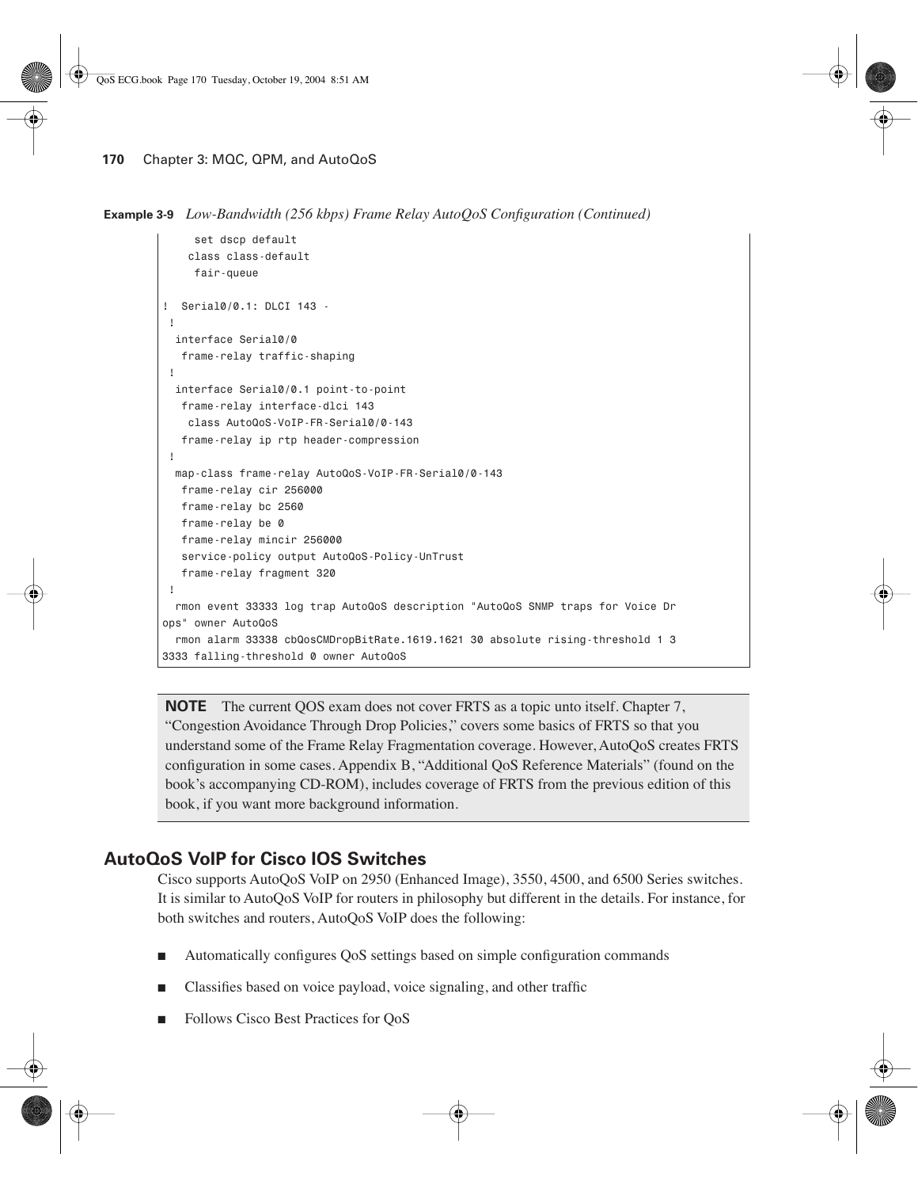**Example 3-9** *Low-Bandwidth (256 kbps) Frame Relay AutoQoS Configuration (Continued)*

```
     set dscp default
    class class-default
     fair-queue

!  Serial0/0.1: DLCI 143 -
 !
  interface Serial0/0
   frame-relay traffic-shaping
 !
  interface Serial0/0.1 point-to-point
   frame-relay interface-dlci 143
    class AutoQoS-VoIP-FR-Serial0/0-143
   frame-relay ip rtp header-compression
 !
  map-class frame-relay AutoQoS-VoIP-FR-Serial0/0-143
   frame-relay cir 256000
   frame-relay bc 2560
   frame-relay be 0
   frame-relay mincir 256000
   service-policy output AutoQoS-Policy-UnTrust
   frame-relay fragment 320
 !
  rmon event 33333 log trap AutoQoS description "AutoQoS SNMP traps for Voice Dr
ops" owner AutoQoS
  rmon alarm 33338 cbQosCMDropBitRate.1619.1621 30 absolute rising-threshold 1 3
3333 falling-threshold 0 owner AutoQoS
```

> **NOTE** The current QOS exam does not cover FRTS as a topic unto itself. Chapter 7, "Congestion Avoidance Through Drop Policies," covers some basics of FRTS so that you understand some of the Frame Relay Fragmentation coverage. However, AutoQoS creates FRTS configuration in some cases. Appendix B, "Additional QoS Reference Materials" (found on the book's accompanying CD-ROM), includes coverage of FRTS from the previous edition of this book, if you want more background information.

## AutoQoS VoIP for Cisco IOS Switches

Cisco supports AutoQoS VoIP on 2950 (Enhanced Image), 3550, 4500, and 6500 Series switches. It is similar to AutoQoS VoIP for routers in philosophy but different in the details. For instance, for both switches and routers, AutoQoS VoIP does the following:

- Automatically configures QoS settings based on simple configuration commands
- Classifies based on voice payload, voice signaling, and other traffic
- Follows Cisco Best Practices for QoS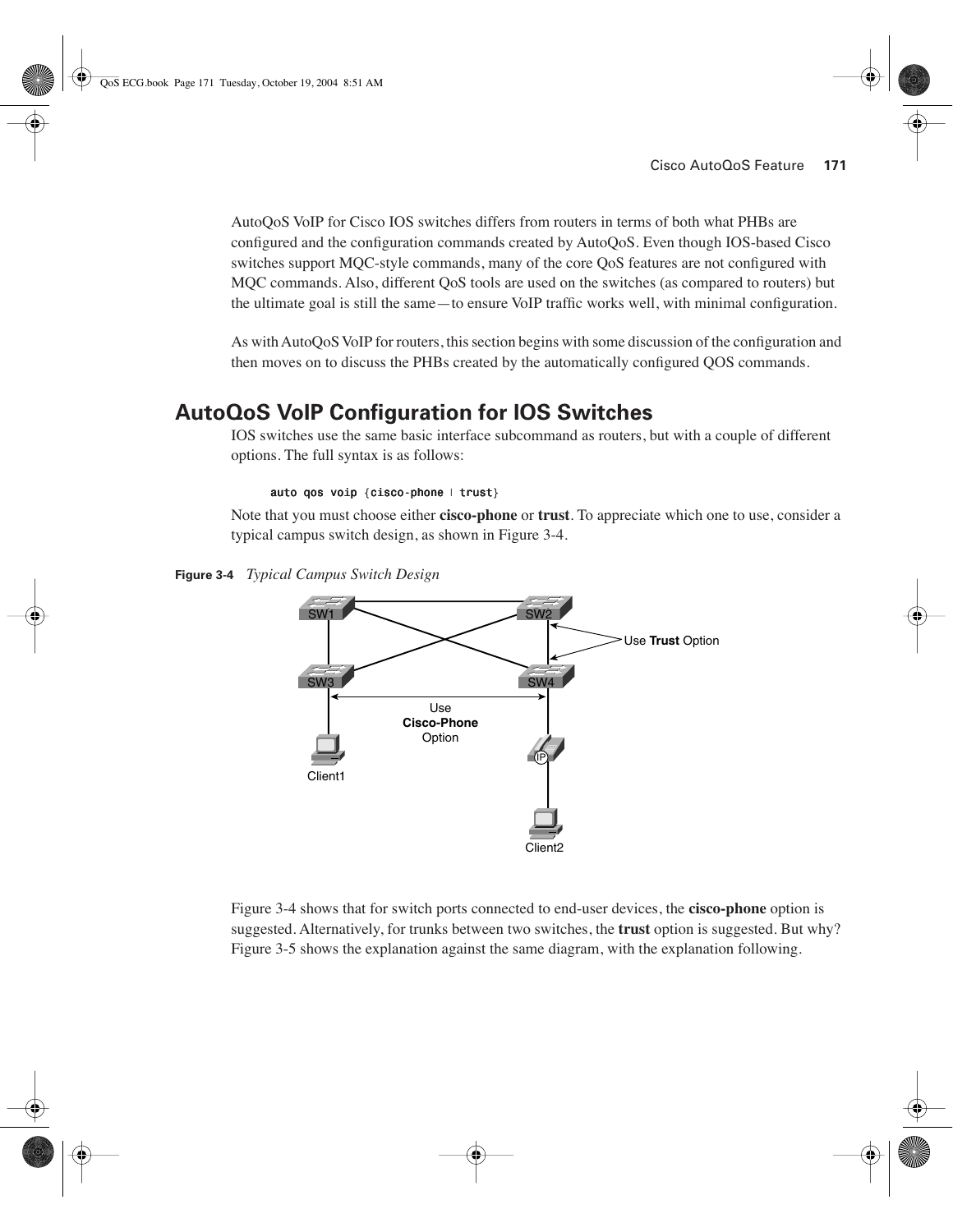AutoQoS VoIP for Cisco IOS switches differs from routers in terms of both what PHBs are configured and the configuration commands created by AutoQoS. Even though IOS-based Cisco switches support MQC-style commands, many of the core QoS features are not configured with MQC commands. Also, different QoS tools are used on the switches (as compared to routers) but the ultimate goal is still the same—to ensure VoIP traffic works well, with minimal configuration.

As with AutoQoS VoIP for routers, this section begins with some discussion of the configuration and then moves on to discuss the PHBs created by the automatically configured QOS commands.

## AutoQoS VoIP Configuration for IOS Switches

IOS switches use the same basic interface subcommand as routers, but with a couple of different options. The full syntax is as follows:

```
auto qos voip {cisco-phone | trust}
```

Note that you must choose either **cisco-phone** or **trust**. To appreciate which one to use, consider a typical campus switch design, as shown in Figure 3-4.

**Figure 3-4** *Typical Campus Switch Design*

Figure 3-4 shows that for switch ports connected to end-user devices, the **cisco-phone** option is suggested. Alternatively, for trunks between two switches, the **trust** option is suggested. But why? Figure 3-5 shows the explanation against the same diagram, with the explanation following.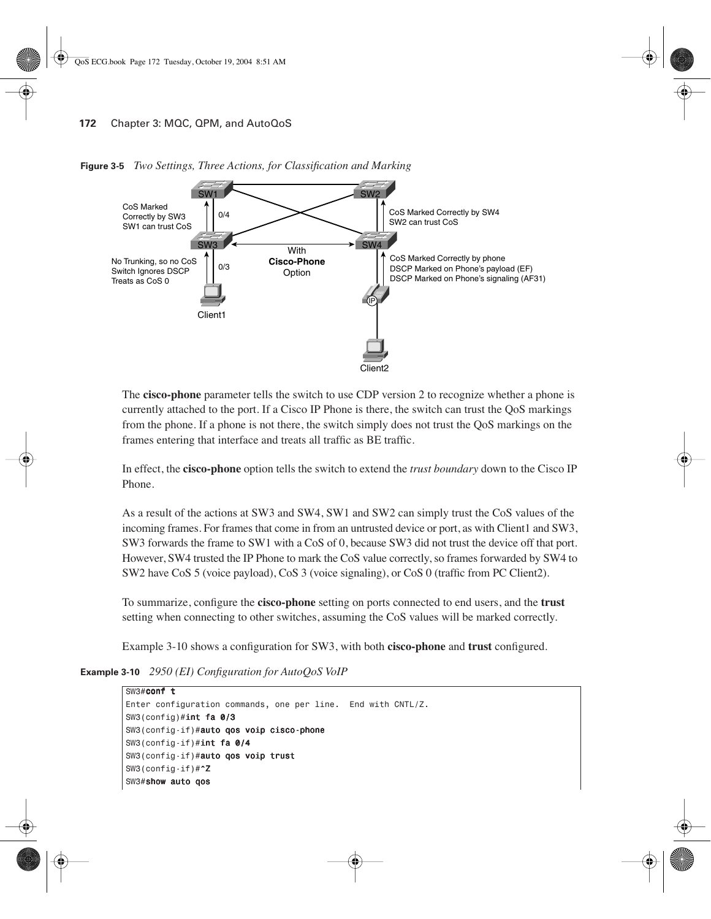**Figure 3-5** *Two Settings, Three Actions, for Classification and Marking*

SW1, SW2, SW3, SW4

CoS Marked Correctly by SW3
SW1 can trust CoS

0/4

CoS Marked Correctly by SW4
SW2 can trust CoS

With
**Cisco-Phone**
Option

No Trunking, so no CoS
Switch Ignores DSCP
Treats as CoS 0

0/3

CoS Marked Correctly by phone
DSCP Marked on Phone's payload (EF)
DSCP Marked on Phone's signaling (AF31)

Client1

IP

Client2

The **cisco-phone** parameter tells the switch to use CDP version 2 to recognize whether a phone is currently attached to the port. If a Cisco IP Phone is there, the switch can trust the QoS markings from the phone. If a phone is not there, the switch simply does not trust the QoS markings on the frames entering that interface and treats all traffic as BE traffic.

In effect, the **cisco-phone** option tells the switch to extend the *trust boundary* down to the Cisco IP Phone.

As a result of the actions at SW3 and SW4, SW1 and SW2 can simply trust the CoS values of the incoming frames. For frames that come in from an untrusted device or port, as with Client1 and SW3, SW3 forwards the frame to SW1 with a CoS of 0, because SW3 did not trust the device off that port. However, SW4 trusted the IP Phone to mark the CoS value correctly, so frames forwarded by SW4 to SW2 have CoS 5 (voice payload), CoS 3 (voice signaling), or CoS 0 (traffic from PC Client2).

To summarize, configure the **cisco-phone** setting on ports connected to end users, and the **trust** setting when connecting to other switches, assuming the CoS values will be marked correctly.

Example 3-10 shows a configuration for SW3, with both **cisco-phone** and **trust** configured.

**Example 3-10** *2950 (EI) Configuration for AutoQoS VoIP*

```
SW3#conf t
Enter configuration commands, one per line.  End with CNTL/Z.
SW3(config)#int fa 0/3
SW3(config-if)#auto qos voip cisco-phone
SW3(config-if)#int fa 0/4
SW3(config-if)#auto qos voip trust
SW3(config-if)#^Z
SW3#show auto qos
```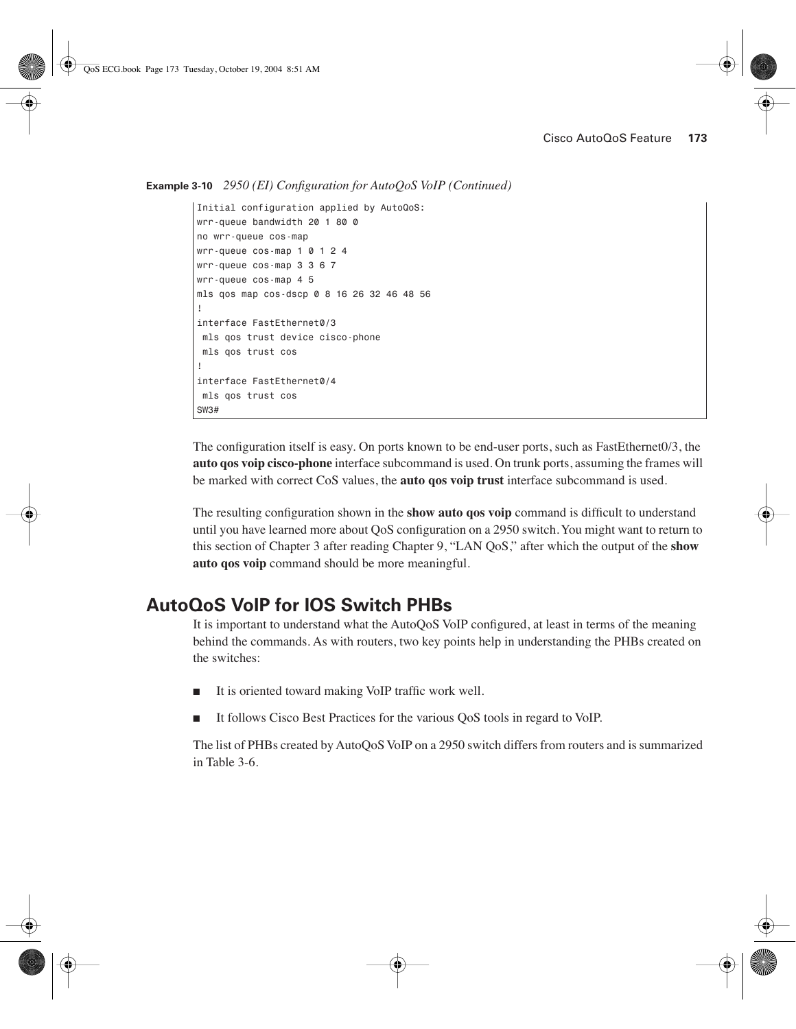**Example 3-10** *2950 (EI) Configuration for AutoQoS VoIP (Continued)*

```
Initial configuration applied by AutoQoS:
wrr-queue bandwidth 20 1 80 0
no wrr-queue cos-map
wrr-queue cos-map 1 0 1 2 4
wrr-queue cos-map 3 3 6 7
wrr-queue cos-map 4 5
mls qos map cos-dscp 0 8 16 26 32 46 48 56
!
interface FastEthernet0/3
 mls qos trust device cisco-phone
 mls qos trust cos
!
interface FastEthernet0/4
 mls qos trust cos
SW3#
```

The configuration itself is easy. On ports known to be end-user ports, such as FastEthernet0/3, the **auto qos voip cisco-phone** interface subcommand is used. On trunk ports, assuming the frames will be marked with correct CoS values, the **auto qos voip trust** interface subcommand is used.

The resulting configuration shown in the **show auto qos voip** command is difficult to understand until you have learned more about QoS configuration on a 2950 switch. You might want to return to this section of Chapter 3 after reading Chapter 9, "LAN QoS," after which the output of the **show auto qos voip** command should be more meaningful.

## AutoQoS VoIP for IOS Switch PHBs

It is important to understand what the AutoQoS VoIP configured, at least in terms of the meaning behind the commands. As with routers, two key points help in understanding the PHBs created on the switches:

- It is oriented toward making VoIP traffic work well.
- It follows Cisco Best Practices for the various QoS tools in regard to VoIP.

The list of PHBs created by AutoQoS VoIP on a 2950 switch differs from routers and is summarized in Table 3-6.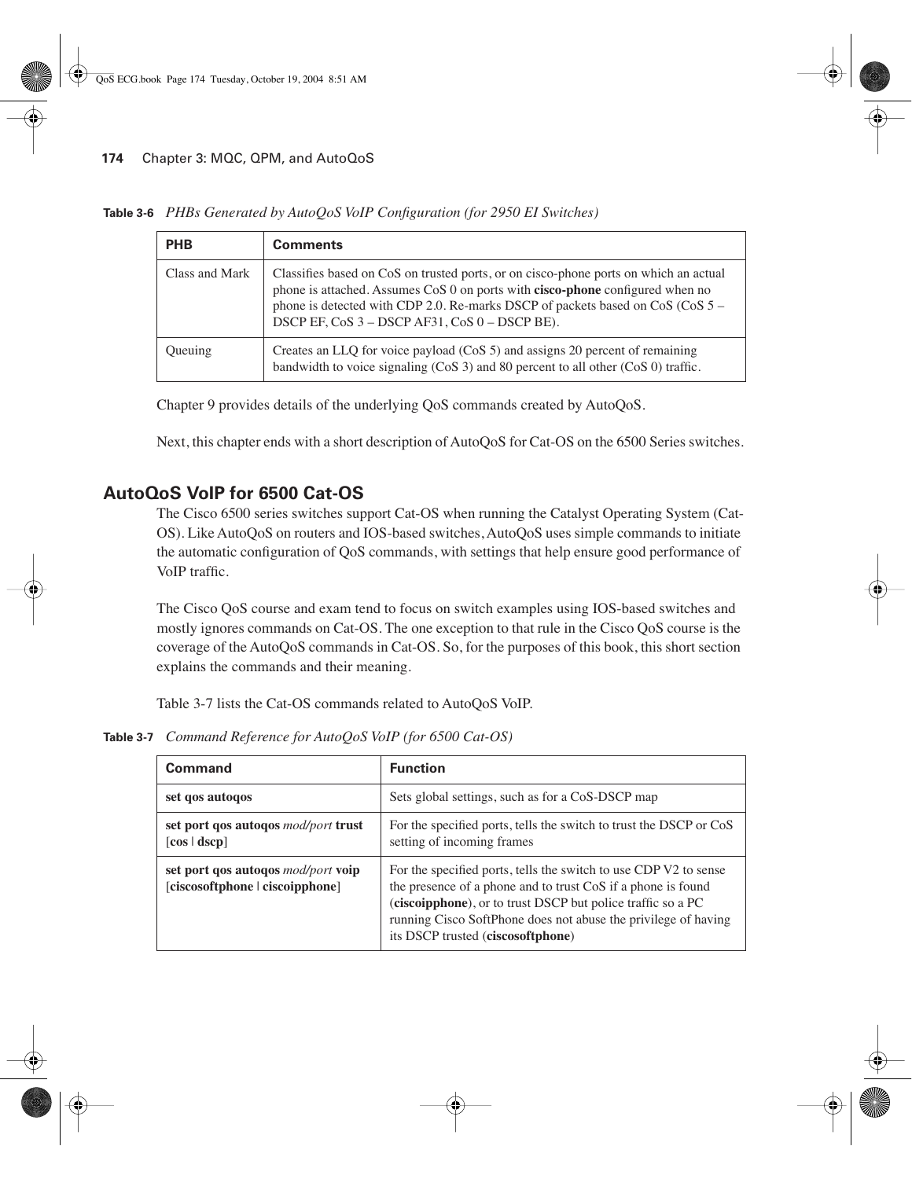**Table 3-6** *PHBs Generated by AutoQoS VoIP Configuration (for 2950 EI Switches)*

| PHB | Comments |
|---|---|
| Class and Mark | Classifies based on CoS on trusted ports, or on cisco-phone ports on which an actual phone is attached. Assumes CoS 0 on ports with **cisco-phone** configured when no phone is detected with CDP 2.0. Re-marks DSCP of packets based on CoS (CoS 5 – DSCP EF, CoS 3 – DSCP AF31, CoS 0 – DSCP BE). |
| Queuing | Creates an LLQ for voice payload (CoS 5) and assigns 20 percent of remaining bandwidth to voice signaling (CoS 3) and 80 percent to all other (CoS 0) traffic. |

Chapter 9 provides details of the underlying QoS commands created by AutoQoS.

Next, this chapter ends with a short description of AutoQoS for Cat-OS on the 6500 Series switches.

## AutoQoS VoIP for 6500 Cat-OS

The Cisco 6500 series switches support Cat-OS when running the Catalyst Operating System (Cat-OS). Like AutoQoS on routers and IOS-based switches, AutoQoS uses simple commands to initiate the automatic configuration of QoS commands, with settings that help ensure good performance of VoIP traffic.

The Cisco QoS course and exam tend to focus on switch examples using IOS-based switches and mostly ignores commands on Cat-OS. The one exception to that rule in the Cisco QoS course is the coverage of the AutoQoS commands in Cat-OS. So, for the purposes of this book, this short section explains the commands and their meaning.

Table 3-7 lists the Cat-OS commands related to AutoQoS VoIP.

**Table 3-7** *Command Reference for AutoQoS VoIP (for 6500 Cat-OS)*

| Command | Function |
|---|---|
| **set qos autoqos** | Sets global settings, such as for a CoS-DSCP map |
| **set port qos autoqos** *mod/port* **trust** [**cos** \| **dscp**] | For the specified ports, tells the switch to trust the DSCP or CoS setting of incoming frames |
| **set port qos autoqos** *mod/port* **voip** [**ciscosoftphone** \| **ciscoipphone**] | For the specified ports, tells the switch to use CDP V2 to sense the presence of a phone and to trust CoS if a phone is found (**ciscoipphone**), or to trust DSCP but police traffic so a PC running Cisco SoftPhone does not abuse the privilege of having its DSCP trusted (**ciscosoftphone**) |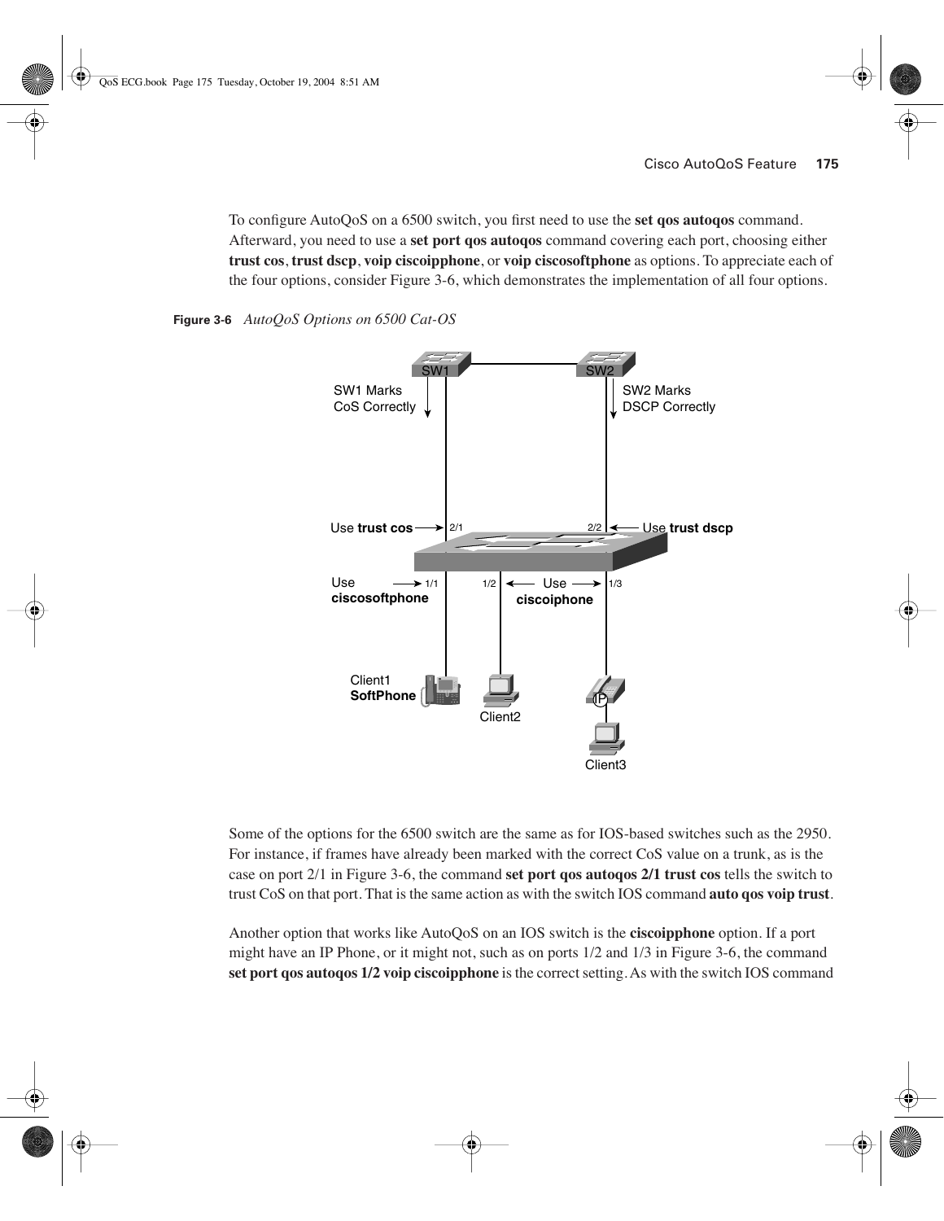To configure AutoQoS on a 6500 switch, you first need to use the **set qos autoqos** command. Afterward, you need to use a **set port qos autoqos** command covering each port, choosing either **trust cos**, **trust dscp**, **voip ciscoipphone**, or **voip ciscosoftphone** as options. To appreciate each of the four options, consider Figure 3-6, which demonstrates the implementation of all four options.

**Figure 3-6** *AutoQoS Options on 6500 Cat-OS*

Some of the options for the 6500 switch are the same as for IOS-based switches such as the 2950. For instance, if frames have already been marked with the correct CoS value on a trunk, as is the case on port 2/1 in Figure 3-6, the command **set port qos autoqos 2/1 trust cos** tells the switch to trust CoS on that port. That is the same action as with the switch IOS command **auto qos voip trust**.

Another option that works like AutoQoS on an IOS switch is the **ciscoipphone** option. If a port might have an IP Phone, or it might not, such as on ports 1/2 and 1/3 in Figure 3-6, the command **set port qos autoqos 1/2 voip ciscoipphone** is the correct setting. As with the switch IOS command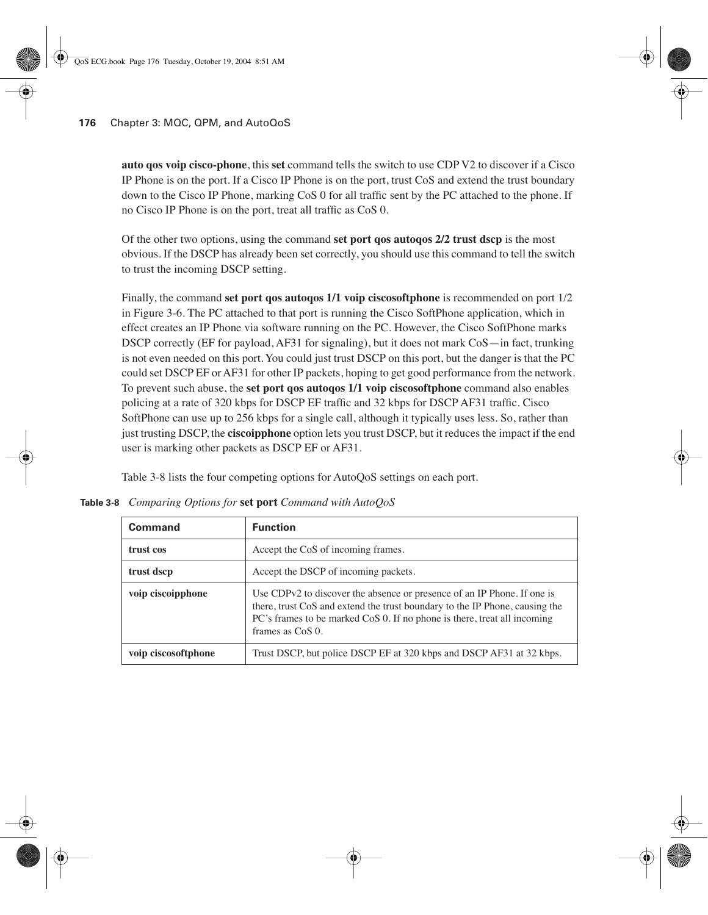**auto qos voip cisco-phone**, this **set** command tells the switch to use CDP V2 to discover if a Cisco IP Phone is on the port. If a Cisco IP Phone is on the port, trust CoS and extend the trust boundary down to the Cisco IP Phone, marking CoS 0 for all traffic sent by the PC attached to the phone. If no Cisco IP Phone is on the port, treat all traffic as CoS 0.

Of the other two options, using the command **set port qos autoqos 2/2 trust dscp** is the most obvious. If the DSCP has already been set correctly, you should use this command to tell the switch to trust the incoming DSCP setting.

Finally, the command **set port qos autoqos 1/1 voip ciscosoftphone** is recommended on port 1/2 in Figure 3-6. The PC attached to that port is running the Cisco SoftPhone application, which in effect creates an IP Phone via software running on the PC. However, the Cisco SoftPhone marks DSCP correctly (EF for payload, AF31 for signaling), but it does not mark CoS—in fact, trunking is not even needed on this port. You could just trust DSCP on this port, but the danger is that the PC could set DSCP EF or AF31 for other IP packets, hoping to get good performance from the network. To prevent such abuse, the **set port qos autoqos 1/1 voip ciscosoftphone** command also enables policing at a rate of 320 kbps for DSCP EF traffic and 32 kbps for DSCP AF31 traffic. Cisco SoftPhone can use up to 256 kbps for a single call, although it typically uses less. So, rather than just trusting DSCP, the **ciscoipphone** option lets you trust DSCP, but it reduces the impact if the end user is marking other packets as DSCP EF or AF31.

Table 3-8 lists the four competing options for AutoQoS settings on each port.

**Table 3-8** *Comparing Options for* **set port** *Command with AutoQoS*

| Command | Function |
|---|---|
| **trust cos** | Accept the CoS of incoming frames. |
| **trust dscp** | Accept the DSCP of incoming packets. |
| **voip ciscoipphone** | Use CDPv2 to discover the absence or presence of an IP Phone. If one is there, trust CoS and extend the trust boundary to the IP Phone, causing the PC's frames to be marked CoS 0. If no phone is there, treat all incoming frames as CoS 0. |
| **voip ciscosoftphone** | Trust DSCP, but police DSCP EF at 320 kbps and DSCP AF31 at 32 kbps. |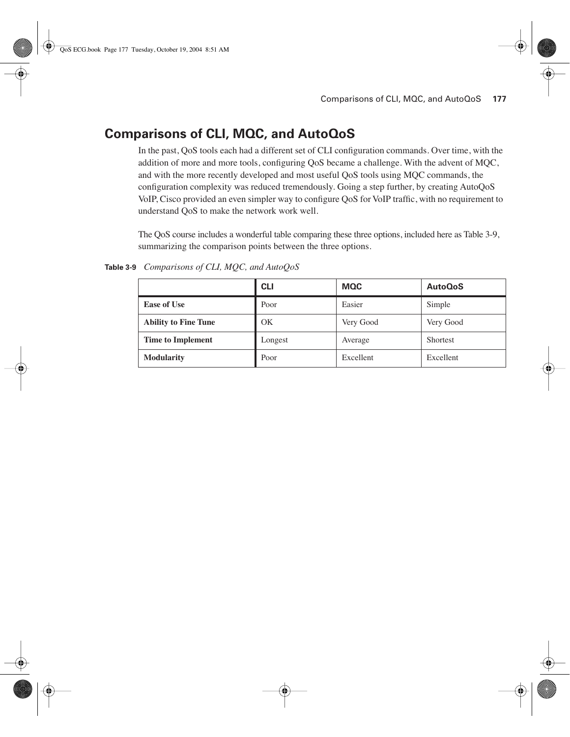## Comparisons of CLI, MQC, and AutoQoS

In the past, QoS tools each had a different set of CLI configuration commands. Over time, with the addition of more and more tools, configuring QoS became a challenge. With the advent of MQC, and with the more recently developed and most useful QoS tools using MQC commands, the configuration complexity was reduced tremendously. Going a step further, by creating AutoQoS VoIP, Cisco provided an even simpler way to configure QoS for VoIP traffic, with no requirement to understand QoS to make the network work well.

The QoS course includes a wonderful table comparing these three options, included here as Table 3-9, summarizing the comparison points between the three options.

**Table 3-9** *Comparisons of CLI, MQC, and AutoQoS*

| | CLI | MQC | AutoQoS |
|---|---|---|---|
| **Ease of Use** | Poor | Easier | Simple |
| **Ability to Fine Tune** | OK | Very Good | Very Good |
| **Time to Implement** | Longest | Average | Shortest |
| **Modularity** | Poor | Excellent | Excellent |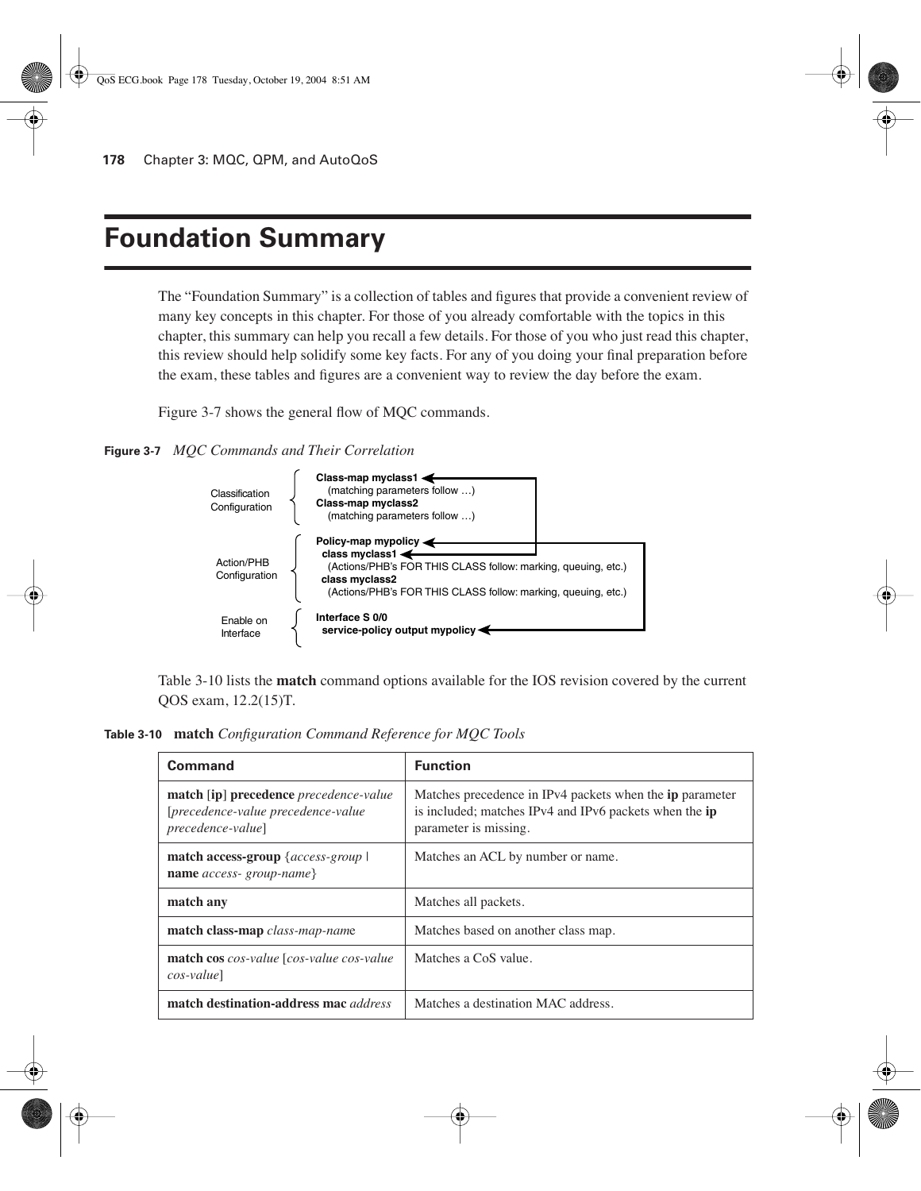# Foundation Summary

The "Foundation Summary" is a collection of tables and figures that provide a convenient review of many key concepts in this chapter. For those of you already comfortable with the topics in this chapter, this summary can help you recall a few details. For those of you who just read this chapter, this review should help solidify some key facts. For any of you doing your final preparation before the exam, these tables and figures are a convenient way to review the day before the exam.

Figure 3-7 shows the general flow of MQC commands.

**Figure 3-7** *MQC Commands and Their Correlation*

```
Classification     { Class-map myclass1 <--------------------+
Configuration      {   (matching parameters follow ...)      |
                   { Class-map myclass2                      |
                   {   (matching parameters follow ...)      |
                                                             |
Action/PHB         { Policy-map mypolicy <-------------------|---+
Configuration      {   class myclass1 <----------------------+   |
                   {     (Actions/PHB's FOR THIS CLASS follow: marking, queuing, etc.)
                   {   class myclass2                            |
                   {     (Actions/PHB's FOR THIS CLASS follow: marking, queuing, etc.)
                                                                 |
Enable on          { Interface S 0/0                             |
Interface          {   service-policy output mypolicy <----------+
```

Table 3-10 lists the **match** command options available for the IOS revision covered by the current QOS exam, 12.2(15)T.

**Table 3-10** **match** *Configuration Command Reference for MQC Tools*

| Command | Function |
|---|---|
| **match** [**ip**] **precedence** *precedence-value* [*precedence-value precedence-value precedence-value*] | Matches precedence in IPv4 packets when the **ip** parameter is included; matches IPv4 and IPv6 packets when the **ip** parameter is missing. |
| **match access-group** {*access-group* \| **name** *access- group-name*} | Matches an ACL by number or name. |
| **match any** | Matches all packets. |
| **match class-map** *class-map-name* | Matches based on another class map. |
| **match cos** *cos-value* [*cos-value cos-value cos-value*] | Matches a CoS value. |
| **match destination-address mac** *address* | Matches a destination MAC address. |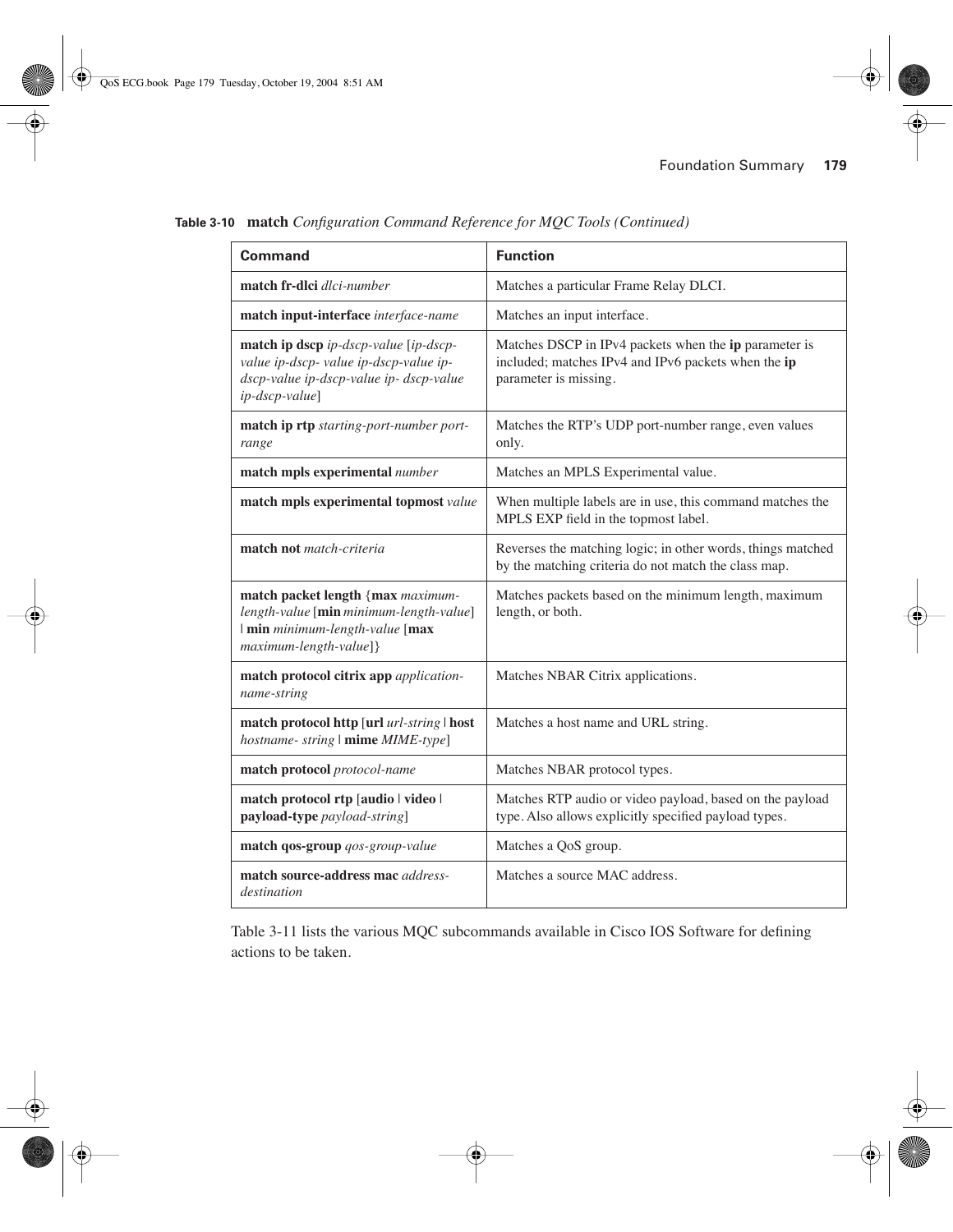**Table 3-10** **match** *Configuration Command Reference for MQC Tools (Continued)*

| Command | Function |
|---|---|
| **match fr-dlci** *dlci-number* | Matches a particular Frame Relay DLCI. |
| **match input-interface** *interface-name* | Matches an input interface. |
| **match ip dscp** *ip-dscp-value* [*ip-dscp-value ip-dscp- value ip-dscp-value ip-dscp-value ip-dscp-value ip- dscp-value ip-dscp-value*] | Matches DSCP in IPv4 packets when the **ip** parameter is included; matches IPv4 and IPv6 packets when the **ip** parameter is missing. |
| **match ip rtp** *starting-port-number port-range* | Matches the RTP's UDP port-number range, even values only. |
| **match mpls experimental** *number* | Matches an MPLS Experimental value. |
| **match mpls experimental topmost** *value* | When multiple labels are in use, this command matches the MPLS EXP field in the topmost label. |
| **match not** *match-criteria* | Reverses the matching logic; in other words, things matched by the matching criteria do not match the class map. |
| **match packet length** {**max** *maximum-length-value* [**min** *minimum-length-value*] \| **min** *minimum-length-value* [**max** *maximum-length-value*]} | Matches packets based on the minimum length, maximum length, or both. |
| **match protocol citrix app** *application-name-string* | Matches NBAR Citrix applications. |
| **match protocol http** [**url** *url-string* \| **host** *hostname- string* \| **mime** *MIME-type*] | Matches a host name and URL string. |
| **match protocol** *protocol-name* | Matches NBAR protocol types. |
| **match protocol rtp** [**audio** \| **video** \| **payload-type** *payload-string*] | Matches RTP audio or video payload, based on the payload type. Also allows explicitly specified payload types. |
| **match qos-group** *qos-group-value* | Matches a QoS group. |
| **match source-address mac** *address-destination* | Matches a source MAC address. |

Table 3-11 lists the various MQC subcommands available in Cisco IOS Software for defining actions to be taken.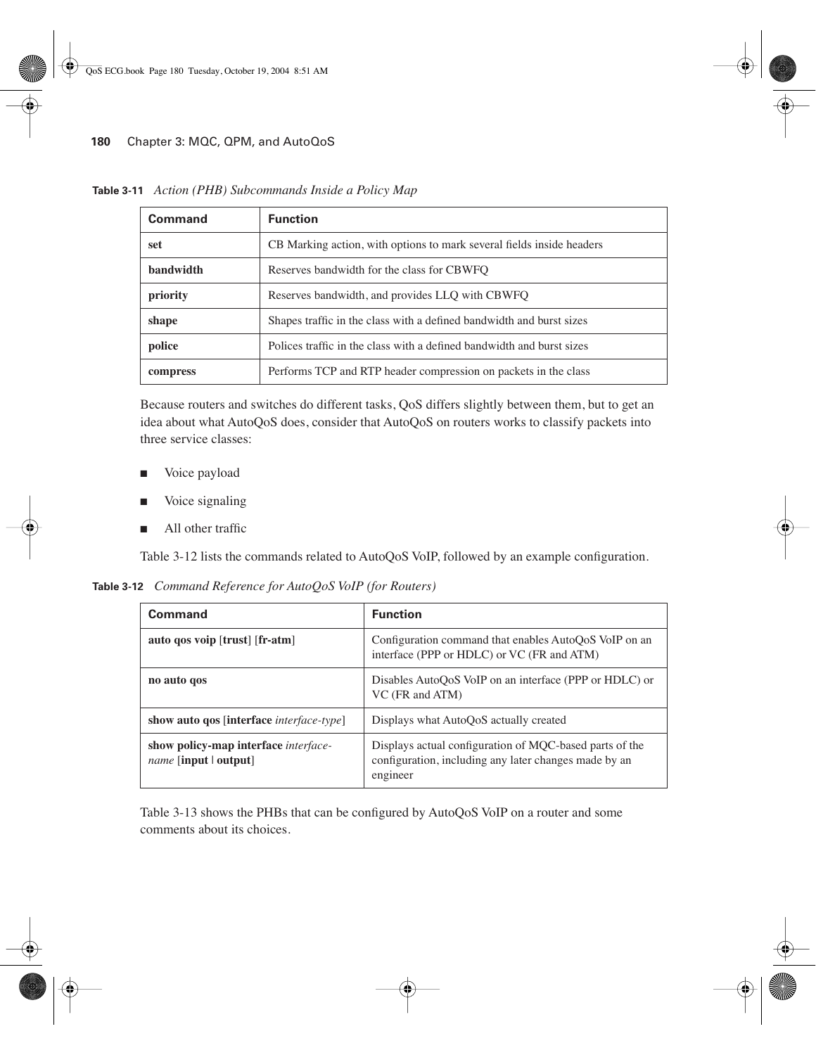**Table 3-11** *Action (PHB) Subcommands Inside a Policy Map*

| Command | Function |
|---|---|
| **set** | CB Marking action, with options to mark several fields inside headers |
| **bandwidth** | Reserves bandwidth for the class for CBWFQ |
| **priority** | Reserves bandwidth, and provides LLQ with CBWFQ |
| **shape** | Shapes traffic in the class with a defined bandwidth and burst sizes |
| **police** | Polices traffic in the class with a defined bandwidth and burst sizes |
| **compress** | Performs TCP and RTP header compression on packets in the class |

Because routers and switches do different tasks, QoS differs slightly between them, but to get an idea about what AutoQoS does, consider that AutoQoS on routers works to classify packets into three service classes:

- Voice payload
- Voice signaling
- All other traffic

Table 3-12 lists the commands related to AutoQoS VoIP, followed by an example configuration.

**Table 3-12** *Command Reference for AutoQoS VoIP (for Routers)*

| Command | Function |
|---|---|
| **auto qos voip** [**trust**] [**fr-atm**] | Configuration command that enables AutoQoS VoIP on an interface (PPP or HDLC) or VC (FR and ATM) |
| **no auto qos** | Disables AutoQoS VoIP on an interface (PPP or HDLC) or VC (FR and ATM) |
| **show auto qos** [**interface** *interface-type*] | Displays what AutoQoS actually created |
| **show policy-map interface** *interface-name* [**input** \| **output**] | Displays actual configuration of MQC-based parts of the configuration, including any later changes made by an engineer |

Table 3-13 shows the PHBs that can be configured by AutoQoS VoIP on a router and some comments about its choices.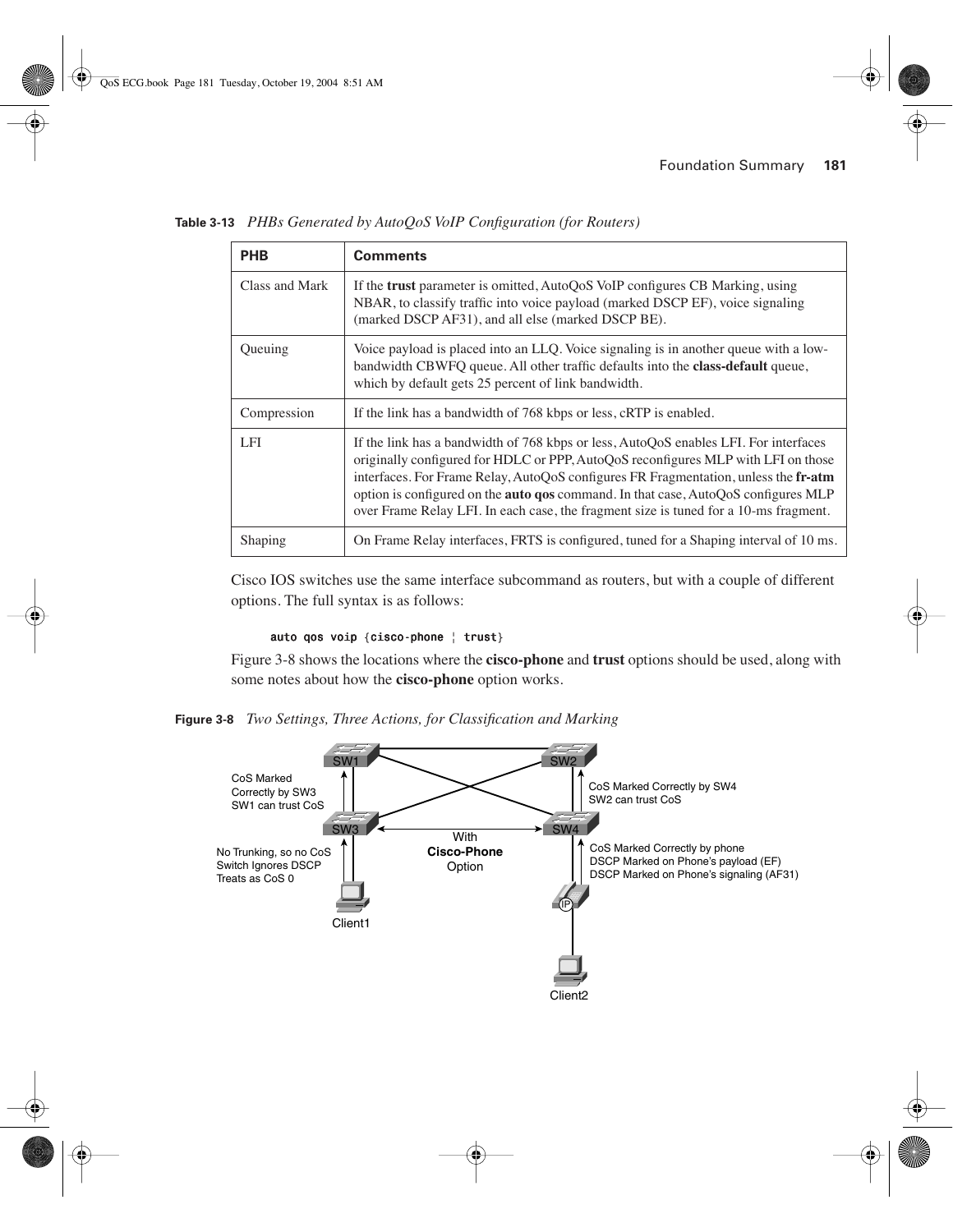**Table 3-13** *PHBs Generated by AutoQoS VoIP Configuration (for Routers)*

| PHB | Comments |
|---|---|
| Class and Mark | If the **trust** parameter is omitted, AutoQoS VoIP configures CB Marking, using NBAR, to classify traffic into voice payload (marked DSCP EF), voice signaling (marked DSCP AF31), and all else (marked DSCP BE). |
| Queuing | Voice payload is placed into an LLQ. Voice signaling is in another queue with a low-bandwidth CBWFQ queue. All other traffic defaults into the **class-default** queue, which by default gets 25 percent of link bandwidth. |
| Compression | If the link has a bandwidth of 768 kbps or less, cRTP is enabled. |
| LFI | If the link has a bandwidth of 768 kbps or less, AutoQoS enables LFI. For interfaces originally configured for HDLC or PPP, AutoQoS reconfigures MLP with LFI on those interfaces. For Frame Relay, AutoQoS configures FR Fragmentation, unless the **fr-atm** option is configured on the **auto qos** command. In that case, AutoQoS configures MLP over Frame Relay LFI. In each case, the fragment size is tuned for a 10-ms fragment. |
| Shaping | On Frame Relay interfaces, FRTS is configured, tuned for a Shaping interval of 10 ms. |

Cisco IOS switches use the same interface subcommand as routers, but with a couple of different options. The full syntax is as follows:

```
auto qos voip {cisco-phone | trust}
```

Figure 3-8 shows the locations where the **cisco-phone** and **trust** options should be used, along with some notes about how the **cisco-phone** option works.

**Figure 3-8** *Two Settings, Three Actions, for Classification and Marking*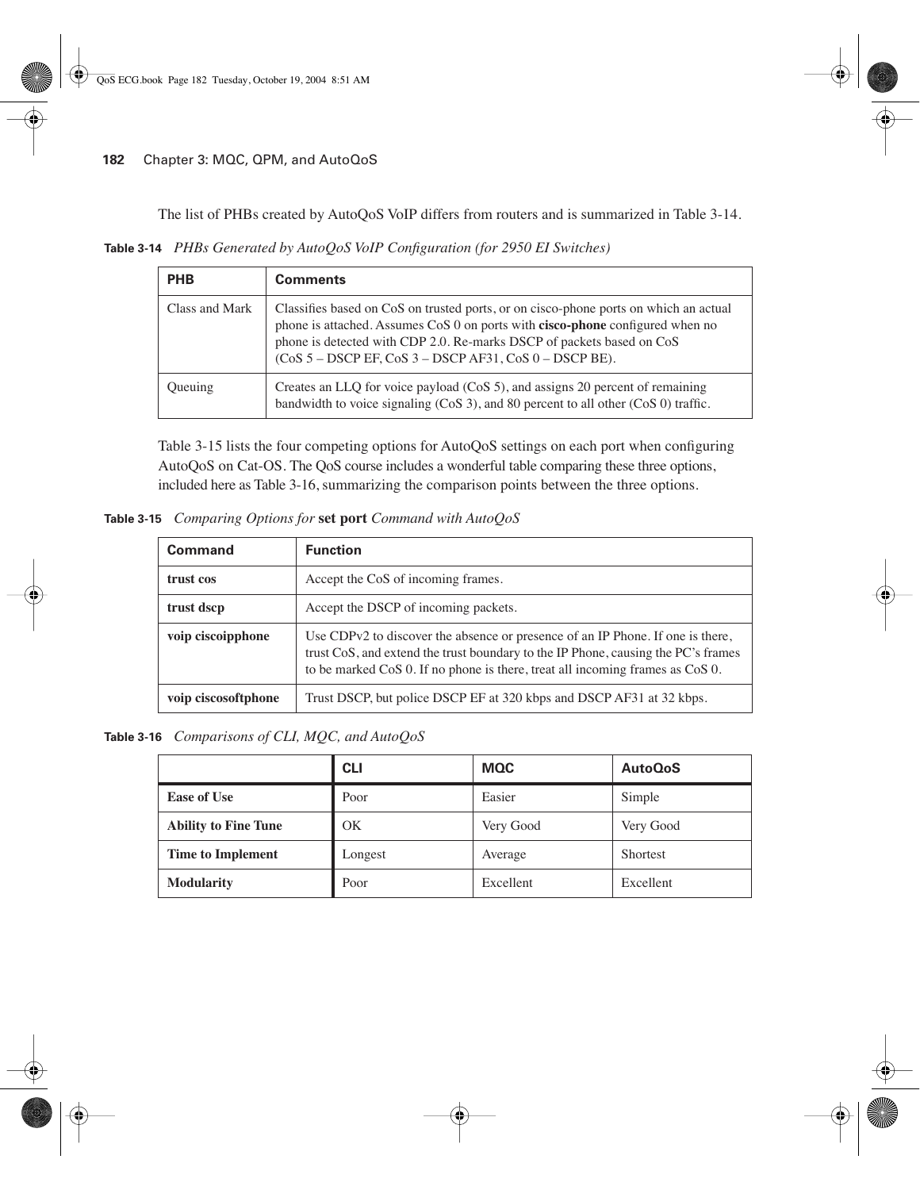The list of PHBs created by AutoQoS VoIP differs from routers and is summarized in Table 3-14.

**Table 3-14** *PHBs Generated by AutoQoS VoIP Configuration (for 2950 EI Switches)*

| PHB | Comments |
|---|---|
| Class and Mark | Classifies based on CoS on trusted ports, or on cisco-phone ports on which an actual phone is attached. Assumes CoS 0 on ports with **cisco-phone** configured when no phone is detected with CDP 2.0. Re-marks DSCP of packets based on CoS (CoS 5 – DSCP EF, CoS 3 – DSCP AF31, CoS 0 – DSCP BE). |
| Queuing | Creates an LLQ for voice payload (CoS 5), and assigns 20 percent of remaining bandwidth to voice signaling (CoS 3), and 80 percent to all other (CoS 0) traffic. |

Table 3-15 lists the four competing options for AutoQoS settings on each port when configuring AutoQoS on Cat-OS. The QoS course includes a wonderful table comparing these three options, included here as Table 3-16, summarizing the comparison points between the three options.

**Table 3-15** *Comparing Options for* **set port** *Command with AutoQoS*

| Command | Function |
|---|---|
| **trust cos** | Accept the CoS of incoming frames. |
| **trust dscp** | Accept the DSCP of incoming packets. |
| **voip ciscoipphone** | Use CDPv2 to discover the absence or presence of an IP Phone. If one is there, trust CoS, and extend the trust boundary to the IP Phone, causing the PC's frames to be marked CoS 0. If no phone is there, treat all incoming frames as CoS 0. |
| **voip ciscosoftphone** | Trust DSCP, but police DSCP EF at 320 kbps and DSCP AF31 at 32 kbps. |

**Table 3-16** *Comparisons of CLI, MQC, and AutoQoS*

| | CLI | MQC | AutoQoS |
|---|---|---|---|
| **Ease of Use** | Poor | Easier | Simple |
| **Ability to Fine Tune** | OK | Very Good | Very Good |
| **Time to Implement** | Longest | Average | Shortest |
| **Modularity** | Poor | Excellent | Excellent |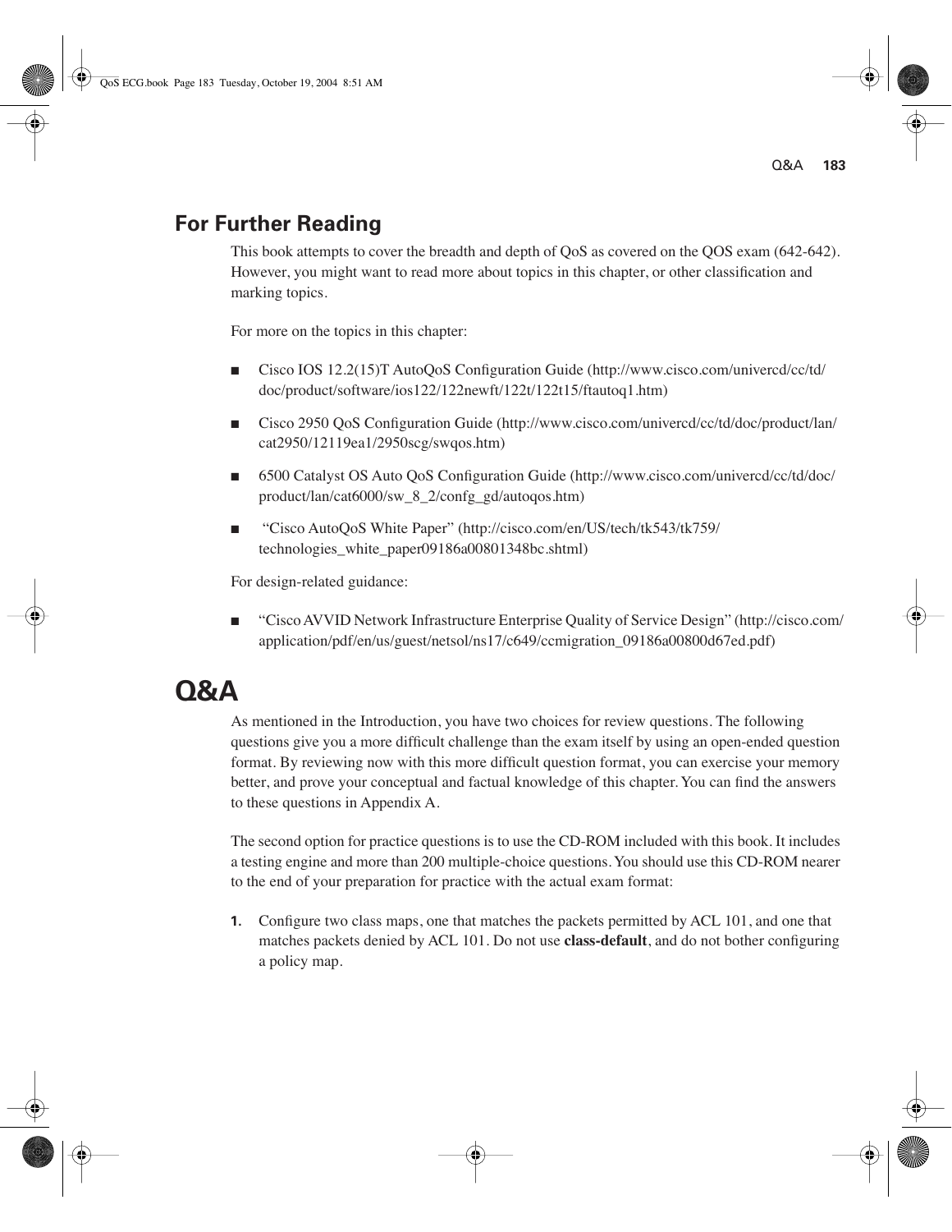## For Further Reading

This book attempts to cover the breadth and depth of QoS as covered on the QOS exam (642-642). However, you might want to read more about topics in this chapter, or other classification and marking topics.

For more on the topics in this chapter:

- Cisco IOS 12.2(15)T AutoQoS Configuration Guide (http://www.cisco.com/univercd/cc/td/doc/product/software/ios122/122newft/122t/122t15/ftautoq1.htm)
- Cisco 2950 QoS Configuration Guide (http://www.cisco.com/univercd/cc/td/doc/product/lan/cat2950/12119ea1/2950scg/swqos.htm)
- 6500 Catalyst OS Auto QoS Configuration Guide (http://www.cisco.com/univercd/cc/td/doc/product/lan/cat6000/sw_8_2/confg_gd/autoqos.htm)
- "Cisco AutoQoS White Paper" (http://cisco.com/en/US/tech/tk543/tk759/technologies_white_paper09186a00801348bc.shtml)

For design-related guidance:

- "Cisco AVVID Network Infrastructure Enterprise Quality of Service Design" (http://cisco.com/application/pdf/en/us/guest/netsol/ns17/c649/ccmigration_09186a00800d67ed.pdf)

# Q&A

As mentioned in the Introduction, you have two choices for review questions. The following questions give you a more difficult challenge than the exam itself by using an open-ended question format. By reviewing now with this more difficult question format, you can exercise your memory better, and prove your conceptual and factual knowledge of this chapter. You can find the answers to these questions in Appendix A.

The second option for practice questions is to use the CD-ROM included with this book. It includes a testing engine and more than 200 multiple-choice questions. You should use this CD-ROM nearer to the end of your preparation for practice with the actual exam format:

1. Configure two class maps, one that matches the packets permitted by ACL 101, and one that matches packets denied by ACL 101. Do not use **class-default**, and do not bother configuring a policy map.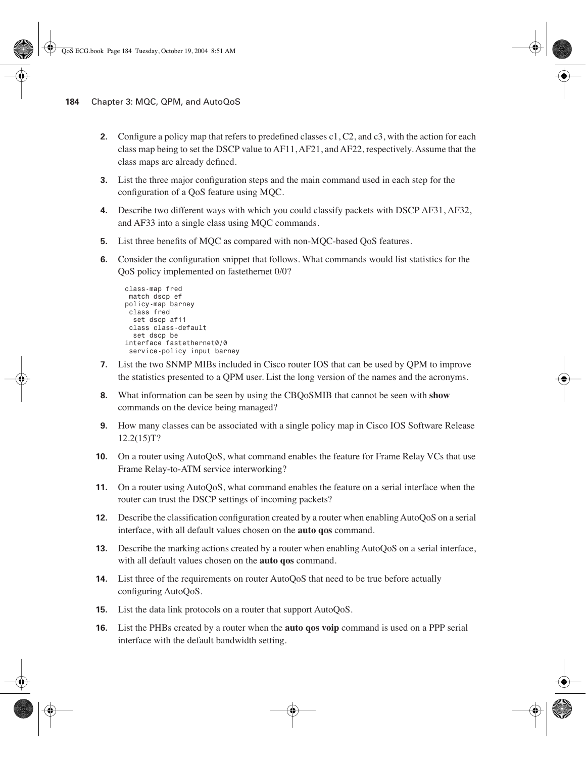2. Configure a policy map that refers to predefined classes c1, C2, and c3, with the action for each class map being to set the DSCP value to AF11, AF21, and AF22, respectively. Assume that the class maps are already defined.

3. List the three major configuration steps and the main command used in each step for the configuration of a QoS feature using MQC.

4. Describe two different ways with which you could classify packets with DSCP AF31, AF32, and AF33 into a single class using MQC commands.

5. List three benefits of MQC as compared with non-MQC-based QoS features.

6. Consider the configuration snippet that follows. What commands would list statistics for the QoS policy implemented on fastethernet 0/0?

```
class-map fred
 match dscp ef
policy-map barney
 class fred
  set dscp af11
 class class-default
  set dscp be
interface fastethernet0/0
 service-policy input barney
```

7. List the two SNMP MIBs included in Cisco router IOS that can be used by QPM to improve the statistics presented to a QPM user. List the long version of the names and the acronyms.

8. What information can be seen by using the CBQoSMIB that cannot be seen with **show** commands on the device being managed?

9. How many classes can be associated with a single policy map in Cisco IOS Software Release 12.2(15)T?

10. On a router using AutoQoS, what command enables the feature for Frame Relay VCs that use Frame Relay-to-ATM service interworking?

11. On a router using AutoQoS, what command enables the feature on a serial interface when the router can trust the DSCP settings of incoming packets?

12. Describe the classification configuration created by a router when enabling AutoQoS on a serial interface, with all default values chosen on the **auto qos** command.

13. Describe the marking actions created by a router when enabling AutoQoS on a serial interface, with all default values chosen on the **auto qos** command.

14. List three of the requirements on router AutoQoS that need to be true before actually configuring AutoQoS.

15. List the data link protocols on a router that support AutoQoS.

16. List the PHBs created by a router when the **auto qos voip** command is used on a PPP serial interface with the default bandwidth setting.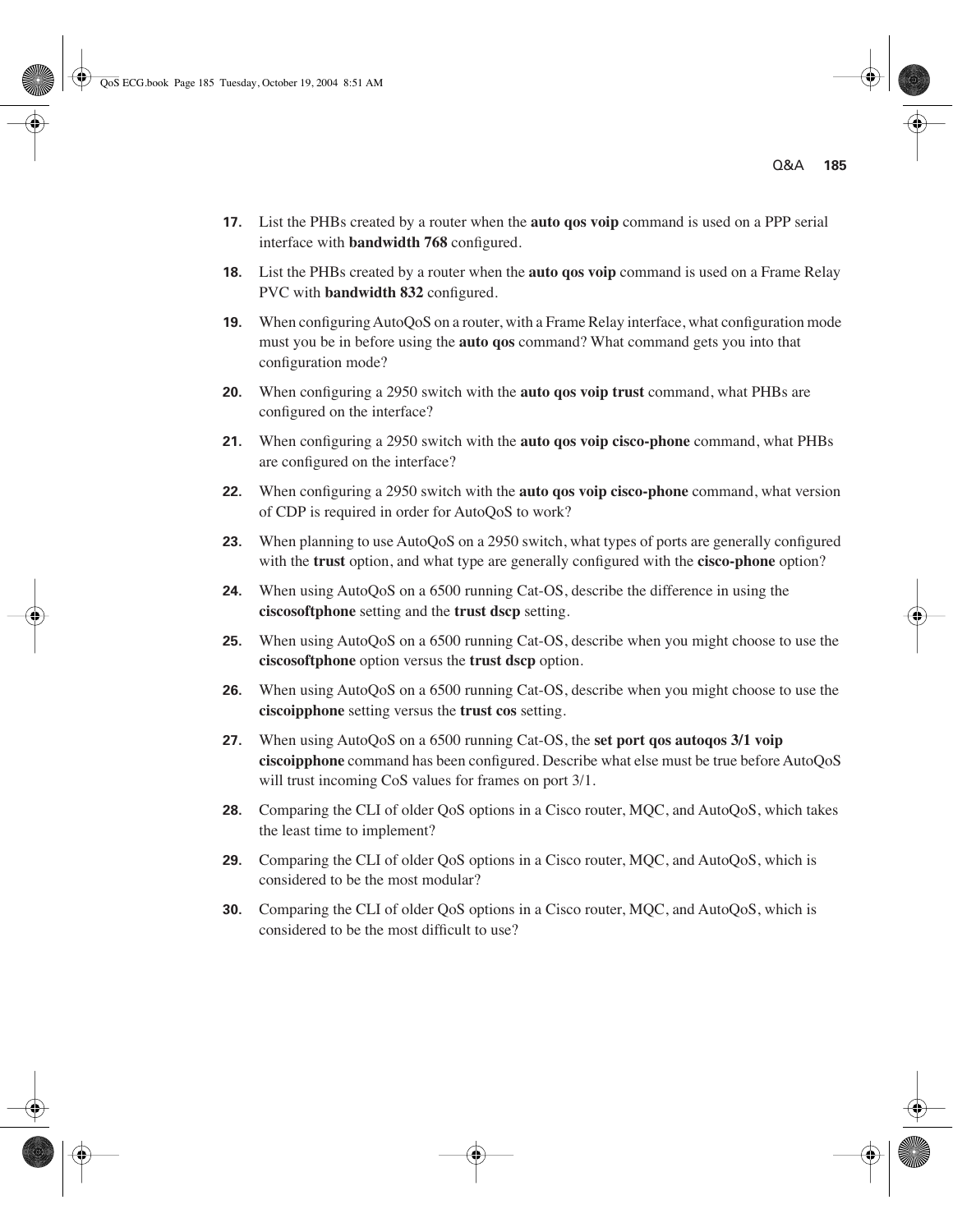17. List the PHBs created by a router when the **auto qos voip** command is used on a PPP serial interface with **bandwidth 768** configured.

18. List the PHBs created by a router when the **auto qos voip** command is used on a Frame Relay PVC with **bandwidth 832** configured.

19. When configuring AutoQoS on a router, with a Frame Relay interface, what configuration mode must you be in before using the **auto qos** command? What command gets you into that configuration mode?

20. When configuring a 2950 switch with the **auto qos voip trust** command, what PHBs are configured on the interface?

21. When configuring a 2950 switch with the **auto qos voip cisco-phone** command, what PHBs are configured on the interface?

22. When configuring a 2950 switch with the **auto qos voip cisco-phone** command, what version of CDP is required in order for AutoQoS to work?

23. When planning to use AutoQoS on a 2950 switch, what types of ports are generally configured with the **trust** option, and what type are generally configured with the **cisco-phone** option?

24. When using AutoQoS on a 6500 running Cat-OS, describe the difference in using the **ciscosoftphone** setting and the **trust dscp** setting.

25. When using AutoQoS on a 6500 running Cat-OS, describe when you might choose to use the **ciscosoftphone** option versus the **trust dscp** option.

26. When using AutoQoS on a 6500 running Cat-OS, describe when you might choose to use the **ciscoipphone** setting versus the **trust cos** setting.

27. When using AutoQoS on a 6500 running Cat-OS, the **set port qos autoqos 3/1 voip ciscoipphone** command has been configured. Describe what else must be true before AutoQoS will trust incoming CoS values for frames on port 3/1.

28. Comparing the CLI of older QoS options in a Cisco router, MQC, and AutoQoS, which takes the least time to implement?

29. Comparing the CLI of older QoS options in a Cisco router, MQC, and AutoQoS, which is considered to be the most modular?

30. Comparing the CLI of older QoS options in a Cisco router, MQC, and AutoQoS, which is considered to be the most difficult to use?